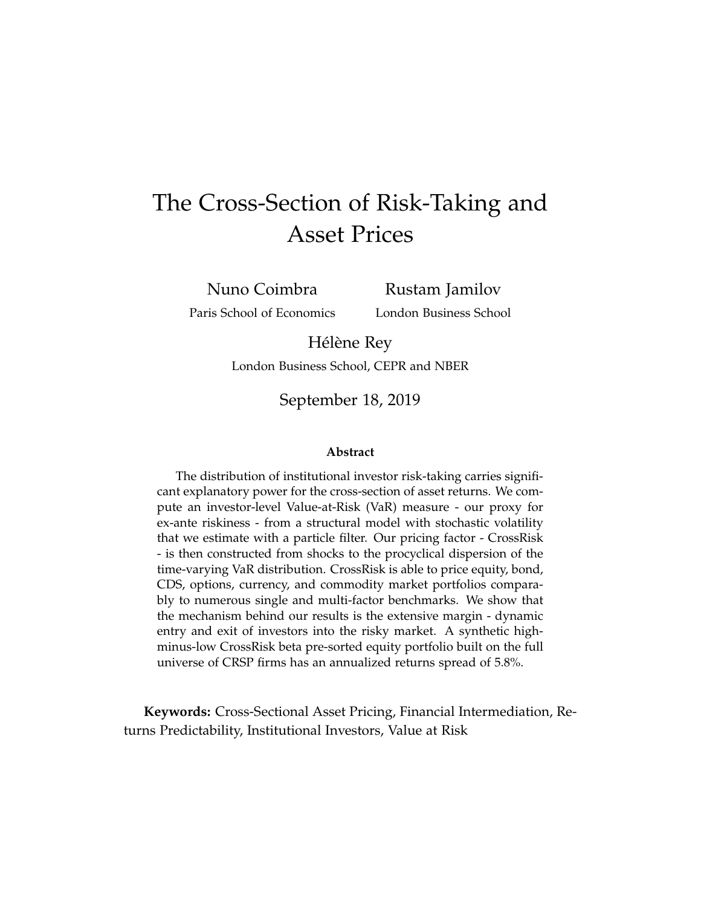# The Cross-Section of Risk-Taking and Asset Prices

Nuno Coimbra
Paris School of Economics

Rustam Jamilov
London Business School

Hélène Rey
London Business School, CEPR and NBER

September 18, 2019

**Abstract**

The distribution of institutional investor risk-taking carries significant explanatory power for the cross-section of asset returns. We compute an investor-level Value-at-Risk (VaR) measure - our proxy for ex-ante riskiness - from a structural model with stochastic volatility that we estimate with a particle filter. Our pricing factor - CrossRisk - is then constructed from shocks to the procyclical dispersion of the time-varying VaR distribution. CrossRisk is able to price equity, bond, CDS, options, currency, and commodity market portfolios comparably to numerous single and multi-factor benchmarks. We show that the mechanism behind our results is the extensive margin - dynamic entry and exit of investors into the risky market. A synthetic high-minus-low CrossRisk beta pre-sorted equity portfolio built on the full universe of CRSP firms has an annualized returns spread of 5.8%.

**Keywords:** Cross-Sectional Asset Pricing, Financial Intermediation, Returns Predictability, Institutional Investors, Value at Risk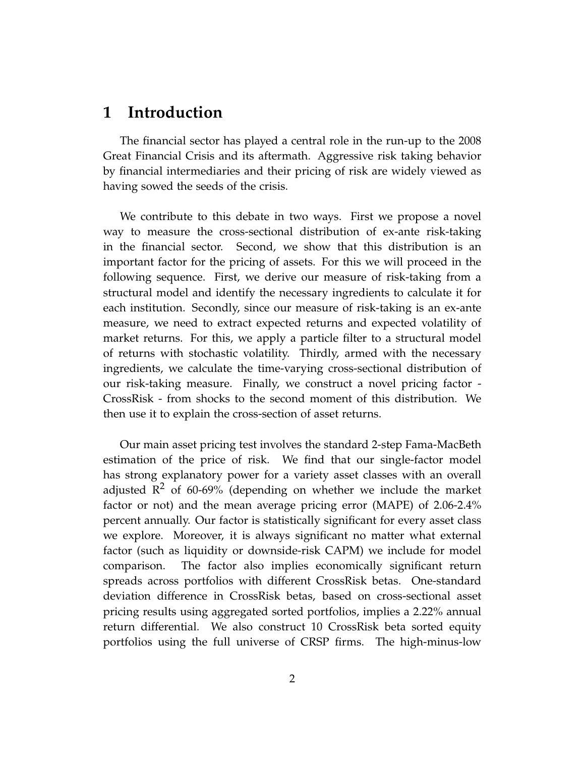# 1 Introduction

The financial sector has played a central role in the run-up to the 2008 Great Financial Crisis and its aftermath. Aggressive risk taking behavior by financial intermediaries and their pricing of risk are widely viewed as having sowed the seeds of the crisis.

We contribute to this debate in two ways. First we propose a novel way to measure the cross-sectional distribution of ex-ante risk-taking in the financial sector. Second, we show that this distribution is an important factor for the pricing of assets. For this we will proceed in the following sequence. First, we derive our measure of risk-taking from a structural model and identify the necessary ingredients to calculate it for each institution. Secondly, since our measure of risk-taking is an ex-ante measure, we need to extract expected returns and expected volatility of market returns. For this, we apply a particle filter to a structural model of returns with stochastic volatility. Thirdly, armed with the necessary ingredients, we calculate the time-varying cross-sectional distribution of our risk-taking measure. Finally, we construct a novel pricing factor - CrossRisk - from shocks to the second moment of this distribution. We then use it to explain the cross-section of asset returns.

Our main asset pricing test involves the standard 2-step Fama-MacBeth estimation of the price of risk. We find that our single-factor model has strong explanatory power for a variety asset classes with an overall adjusted $R^2$ of 60-69% (depending on whether we include the market factor or not) and the mean average pricing error (MAPE) of 2.06-2.4% percent annually. Our factor is statistically significant for every asset class we explore. Moreover, it is always significant no matter what external factor (such as liquidity or downside-risk CAPM) we include for model comparison. The factor also implies economically significant return spreads across portfolios with different CrossRisk betas. One-standard deviation difference in CrossRisk betas, based on cross-sectional asset pricing results using aggregated sorted portfolios, implies a 2.22% annual return differential. We also construct 10 CrossRisk beta sorted equity portfolios using the full universe of CRSP firms. The high-minus-low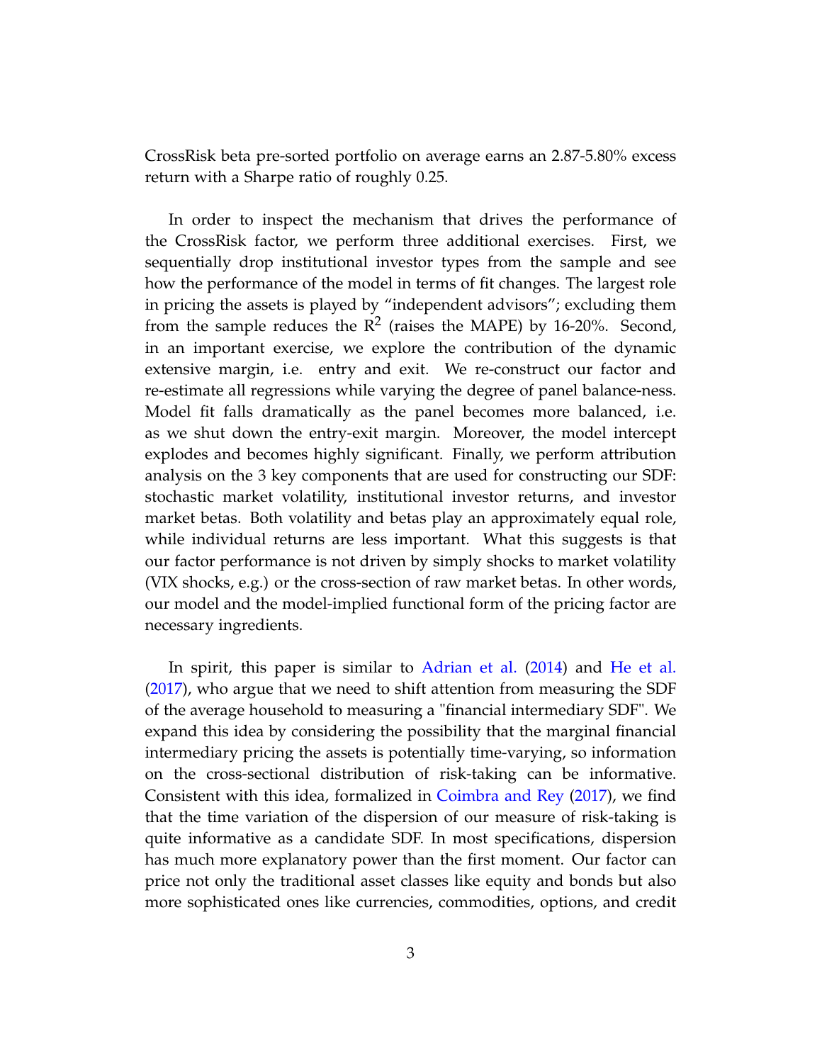CrossRisk beta pre-sorted portfolio on average earns an 2.87-5.80% excess return with a Sharpe ratio of roughly 0.25.

In order to inspect the mechanism that drives the performance of the CrossRisk factor, we perform three additional exercises. First, we sequentially drop institutional investor types from the sample and see how the performance of the model in terms of fit changes. The largest role in pricing the assets is played by "independent advisors"; excluding them from the sample reduces the $R^2$ (raises the MAPE) by 16-20%. Second, in an important exercise, we explore the contribution of the dynamic extensive margin, i.e. entry and exit. We re-construct our factor and re-estimate all regressions while varying the degree of panel balance-ness. Model fit falls dramatically as the panel becomes more balanced, i.e. as we shut down the entry-exit margin. Moreover, the model intercept explodes and becomes highly significant. Finally, we perform attribution analysis on the 3 key components that are used for constructing our SDF: stochastic market volatility, institutional investor returns, and investor market betas. Both volatility and betas play an approximately equal role, while individual returns are less important. What this suggests is that our factor performance is not driven by simply shocks to market volatility (VIX shocks, e.g.) or the cross-section of raw market betas. In other words, our model and the model-implied functional form of the pricing factor are necessary ingredients.

In spirit, this paper is similar to Adrian et al. (2014) and He et al. (2017), who argue that we need to shift attention from measuring the SDF of the average household to measuring a "financial intermediary SDF". We expand this idea by considering the possibility that the marginal financial intermediary pricing the assets is potentially time-varying, so information on the cross-sectional distribution of risk-taking can be informative. Consistent with this idea, formalized in Coimbra and Rey (2017), we find that the time variation of the dispersion of our measure of risk-taking is quite informative as a candidate SDF. In most specifications, dispersion has much more explanatory power than the first moment. Our factor can price not only the traditional asset classes like equity and bonds but also more sophisticated ones like currencies, commodities, options, and credit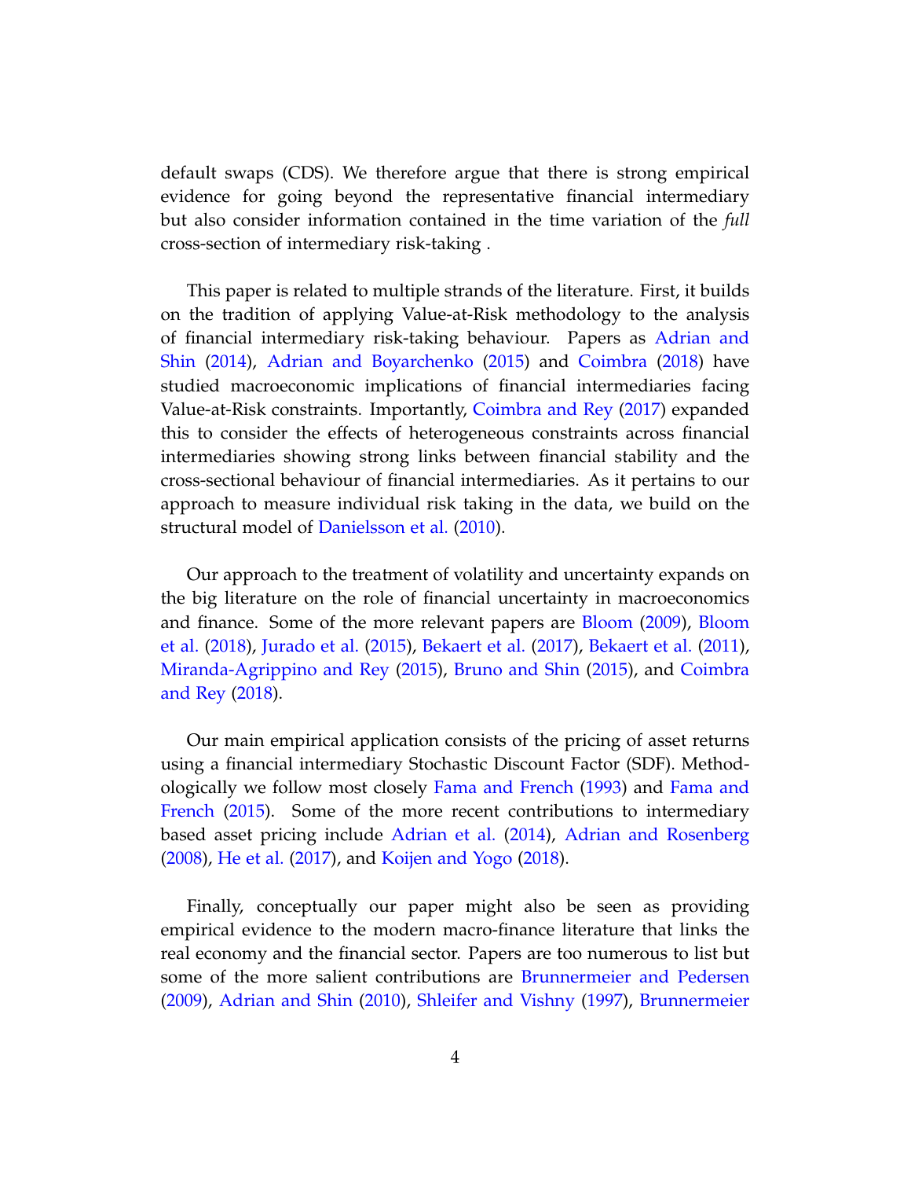default swaps (CDS). We therefore argue that there is strong empirical evidence for going beyond the representative financial intermediary but also consider information contained in the time variation of the *full* cross-section of intermediary risk-taking .

This paper is related to multiple strands of the literature. First, it builds on the tradition of applying Value-at-Risk methodology to the analysis of financial intermediary risk-taking behaviour. Papers as Adrian and Shin (2014), Adrian and Boyarchenko (2015) and Coimbra (2018) have studied macroeconomic implications of financial intermediaries facing Value-at-Risk constraints. Importantly, Coimbra and Rey (2017) expanded this to consider the effects of heterogeneous constraints across financial intermediaries showing strong links between financial stability and the cross-sectional behaviour of financial intermediaries. As it pertains to our approach to measure individual risk taking in the data, we build on the structural model of Danielsson et al. (2010).

Our approach to the treatment of volatility and uncertainty expands on the big literature on the role of financial uncertainty in macroeconomics and finance. Some of the more relevant papers are Bloom (2009), Bloom et al. (2018), Jurado et al. (2015), Bekaert et al. (2017), Bekaert et al. (2011), Miranda-Agrippino and Rey (2015), Bruno and Shin (2015), and Coimbra and Rey (2018).

Our main empirical application consists of the pricing of asset returns using a financial intermediary Stochastic Discount Factor (SDF). Methodologically we follow most closely Fama and French (1993) and Fama and French (2015). Some of the more recent contributions to intermediary based asset pricing include Adrian et al. (2014), Adrian and Rosenberg (2008), He et al. (2017), and Koijen and Yogo (2018).

Finally, conceptually our paper might also be seen as providing empirical evidence to the modern macro-finance literature that links the real economy and the financial sector. Papers are too numerous to list but some of the more salient contributions are Brunnermeier and Pedersen (2009), Adrian and Shin (2010), Shleifer and Vishny (1997), Brunnermeier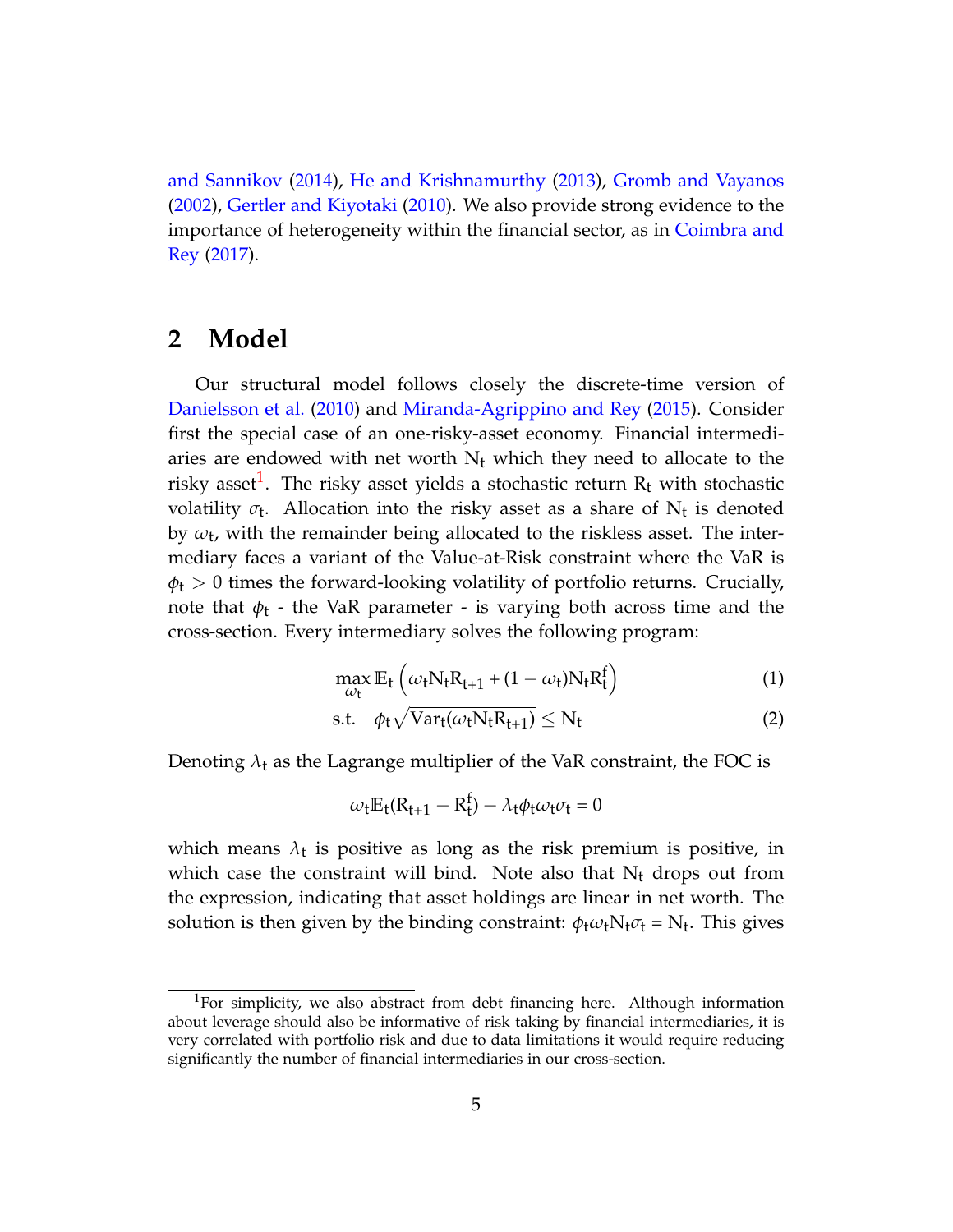and Sannikov (2014), He and Krishnamurthy (2013), Gromb and Vayanos (2002), Gertler and Kiyotaki (2010). We also provide strong evidence to the importance of heterogeneity within the financial sector, as in Coimbra and Rey (2017).

## 2 Model

Our structural model follows closely the discrete-time version of Danielsson et al. (2010) and Miranda-Agrippino and Rey (2015). Consider first the special case of an one-risky-asset economy. Financial intermediaries are endowed with net worth $N_t$ which they need to allocate to the risky asset[1]. The risky asset yields a stochastic return $R_t$ with stochastic volatility $\sigma_t$. Allocation into the risky asset as a share of $N_t$ is denoted by $\omega_t$, with the remainder being allocated to the riskless asset. The intermediary faces a variant of the Value-at-Risk constraint where the VaR is $\phi_t > 0$ times the forward-looking volatility of portfolio returns. Crucially, note that $\phi_t$ - the VaR parameter - is varying both across time and the cross-section. Every intermediary solves the following program:

$$\max_{\omega_t} \mathbb{E}_t \left( \omega_t N_t R_{t+1} + (1-\omega_t) N_t R_t^f \right) \tag{1}$$

$$\text{s.t.} \quad \phi_t \sqrt{\text{Var}_t(\omega_t N_t R_{t+1})} \leq N_t \tag{2}$$

Denoting $\lambda_t$ as the Lagrange multiplier of the VaR constraint, the FOC is

$$\omega_t \mathbb{E}_t(R_{t+1} - R_t^f) - \lambda_t \phi_t \omega_t \sigma_t = 0$$

which means $\lambda_t$ is positive as long as the risk premium is positive, in which case the constraint will bind. Note also that $N_t$ drops out from the expression, indicating that asset holdings are linear in net worth. The solution is then given by the binding constraint: $\phi_t \omega_t N_t \sigma_t = N_t$. This gives

[1] For simplicity, we also abstract from debt financing here. Although information about leverage should also be informative of risk taking by financial intermediaries, it is very correlated with portfolio risk and due to data limitations it would require reducing significantly the number of financial intermediaries in our cross-section.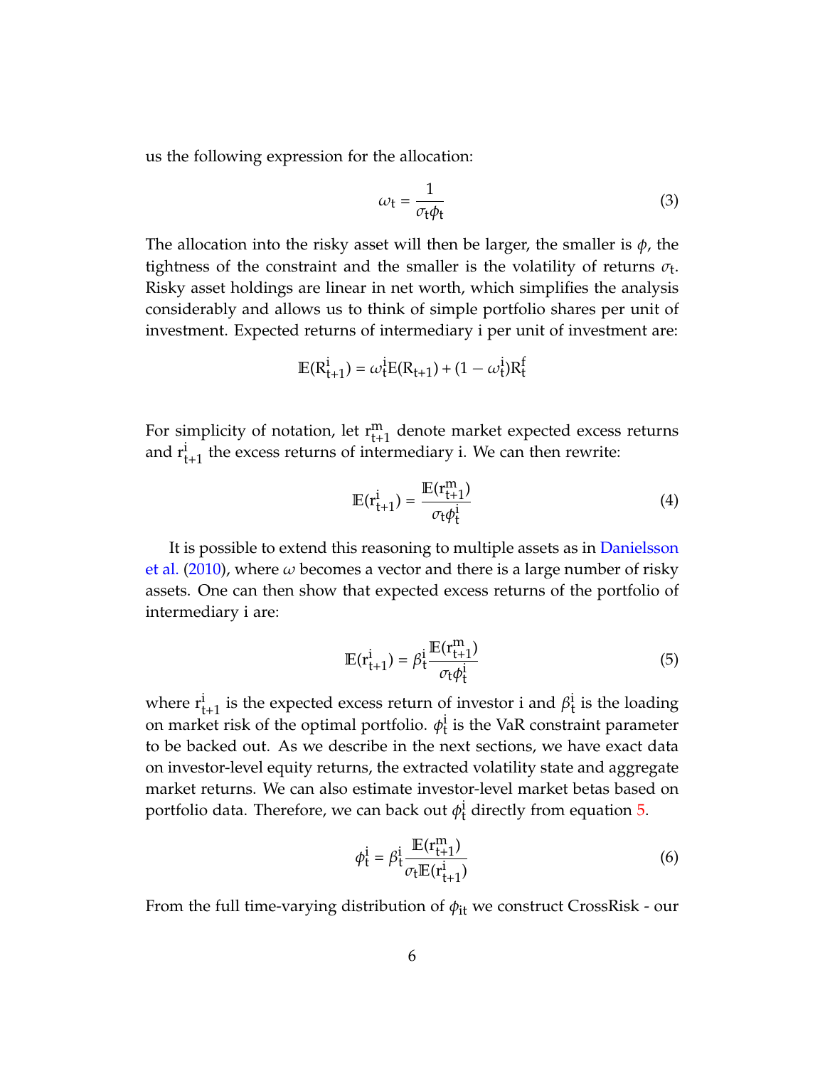us the following expression for the allocation:

$$\omega_t = \frac{1}{\sigma_t \phi_t} \tag{3}$$

The allocation into the risky asset will then be larger, the smaller is $\phi$, the tightness of the constraint and the smaller is the volatility of returns $\sigma_t$. Risky asset holdings are linear in net worth, which simplifies the analysis considerably and allows us to think of simple portfolio shares per unit of investment. Expected returns of intermediary i per unit of investment are:

$$\mathbb{E}(R^i_{t+1}) = \omega^i_t E(R_{t+1}) + (1 - \omega^i_t) R^f_t$$

For simplicity of notation, let $r^m_{t+1}$ denote market expected excess returns and $r^i_{t+1}$ the excess returns of intermediary i. We can then rewrite:

$$\mathbb{E}(r^i_{t+1}) = \frac{\mathbb{E}(r^m_{t+1})}{\sigma_t \phi^i_t} \tag{4}$$

It is possible to extend this reasoning to multiple assets as in Danielsson et al. (2010), where $\omega$ becomes a vector and there is a large number of risky assets. One can then show that expected excess returns of the portfolio of intermediary i are:

$$\mathbb{E}(r^i_{t+1}) = \beta^i_t \frac{\mathbb{E}(r^m_{t+1})}{\sigma_t \phi^i_t} \tag{5}$$

where $r^i_{t+1}$ is the expected excess return of investor i and $\beta^i_t$ is the loading on market risk of the optimal portfolio. $\phi^i_t$ is the VaR constraint parameter to be backed out. As we describe in the next sections, we have exact data on investor-level equity returns, the extracted volatility state and aggregate market returns. We can also estimate investor-level market betas based on portfolio data. Therefore, we can back out $\phi^i_t$ directly from equation 5.

$$\phi^i_t = \beta^i_t \frac{\mathbb{E}(r^m_{t+1})}{\sigma_t \mathbb{E}(r^i_{t+1})} \tag{6}$$

From the full time-varying distribution of $\phi_{it}$ we construct CrossRisk - our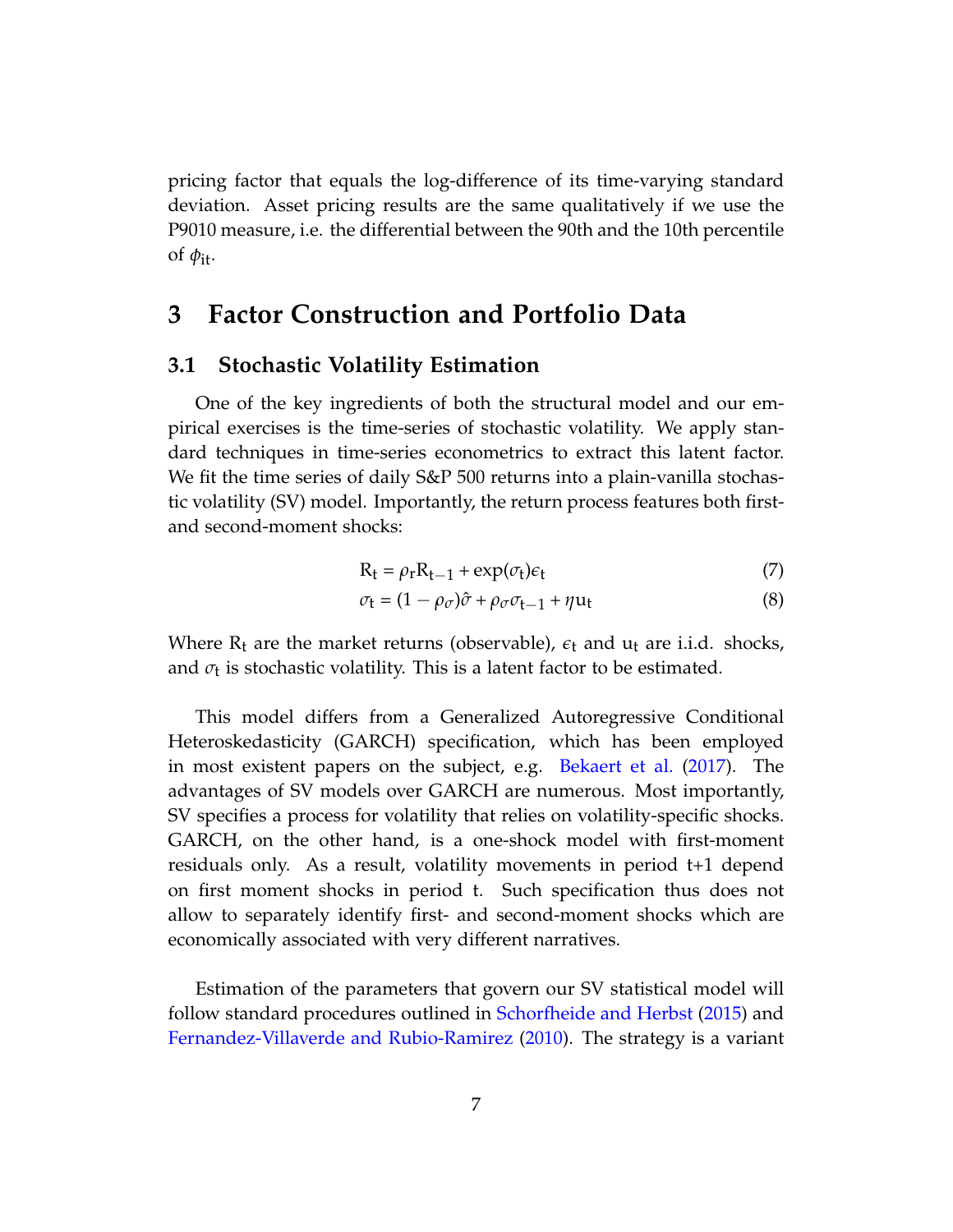pricing factor that equals the log-difference of its time-varying standard deviation. Asset pricing results are the same qualitatively if we use the P9010 measure, i.e. the differential between the 90th and the 10th percentile of $\phi_{it}$.

# 3 Factor Construction and Portfolio Data

## 3.1 Stochastic Volatility Estimation

One of the key ingredients of both the structural model and our empirical exercises is the time-series of stochastic volatility. We apply standard techniques in time-series econometrics to extract this latent factor. We fit the time series of daily S&P 500 returns into a plain-vanilla stochastic volatility (SV) model. Importantly, the return process features both first- and second-moment shocks:

$$R_t = \rho_r R_{t-1} + \exp(\sigma_t)\epsilon_t \tag{7}$$

$$\sigma_t = (1 - \rho_\sigma)\hat{\sigma} + \rho_\sigma \sigma_{t-1} + \eta u_t \tag{8}$$

Where $R_t$ are the market returns (observable), $\epsilon_t$ and $u_t$ are i.i.d. shocks, and $\sigma_t$ is stochastic volatility. This is a latent factor to be estimated.

This model differs from a Generalized Autoregressive Conditional Heteroskedasticity (GARCH) specification, which has been employed in most existent papers on the subject, e.g. Bekaert et al. (2017). The advantages of SV models over GARCH are numerous. Most importantly, SV specifies a process for volatility that relies on volatility-specific shocks. GARCH, on the other hand, is a one-shock model with first-moment residuals only. As a result, volatility movements in period t+1 depend on first moment shocks in period t. Such specification thus does not allow to separately identify first- and second-moment shocks which are economically associated with very different narratives.

Estimation of the parameters that govern our SV statistical model will follow standard procedures outlined in Schorfheide and Herbst (2015) and Fernandez-Villaverde and Rubio-Ramirez (2010). The strategy is a variant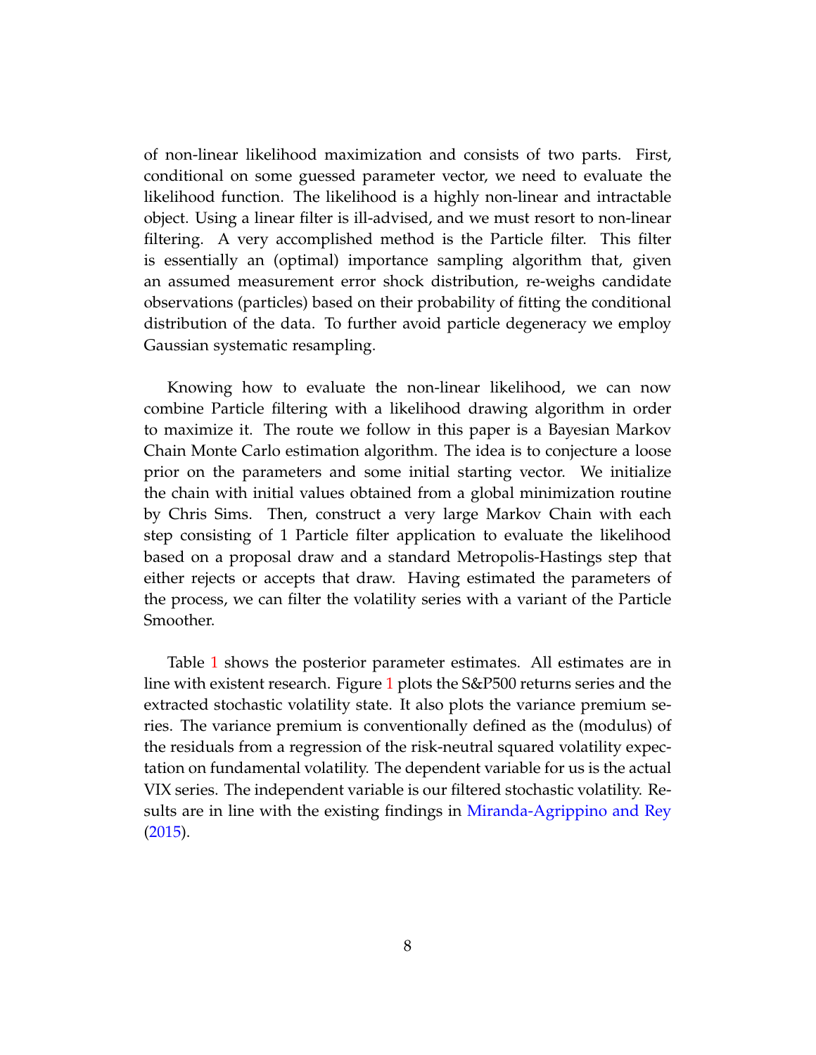of non-linear likelihood maximization and consists of two parts. First, conditional on some guessed parameter vector, we need to evaluate the likelihood function. The likelihood is a highly non-linear and intractable object. Using a linear filter is ill-advised, and we must resort to non-linear filtering. A very accomplished method is the Particle filter. This filter is essentially an (optimal) importance sampling algorithm that, given an assumed measurement error shock distribution, re-weighs candidate observations (particles) based on their probability of fitting the conditional distribution of the data. To further avoid particle degeneracy we employ Gaussian systematic resampling.

Knowing how to evaluate the non-linear likelihood, we can now combine Particle filtering with a likelihood drawing algorithm in order to maximize it. The route we follow in this paper is a Bayesian Markov Chain Monte Carlo estimation algorithm. The idea is to conjecture a loose prior on the parameters and some initial starting vector. We initialize the chain with initial values obtained from a global minimization routine by Chris Sims. Then, construct a very large Markov Chain with each step consisting of 1 Particle filter application to evaluate the likelihood based on a proposal draw and a standard Metropolis-Hastings step that either rejects or accepts that draw. Having estimated the parameters of the process, we can filter the volatility series with a variant of the Particle Smoother.

Table 1 shows the posterior parameter estimates. All estimates are in line with existent research. Figure 1 plots the S&P500 returns series and the extracted stochastic volatility state. It also plots the variance premium series. The variance premium is conventionally defined as the (modulus) of the residuals from a regression of the risk-neutral squared volatility expectation on fundamental volatility. The dependent variable for us is the actual VIX series. The independent variable is our filtered stochastic volatility. Results are in line with the existing findings in Miranda-Agrippino and Rey (2015).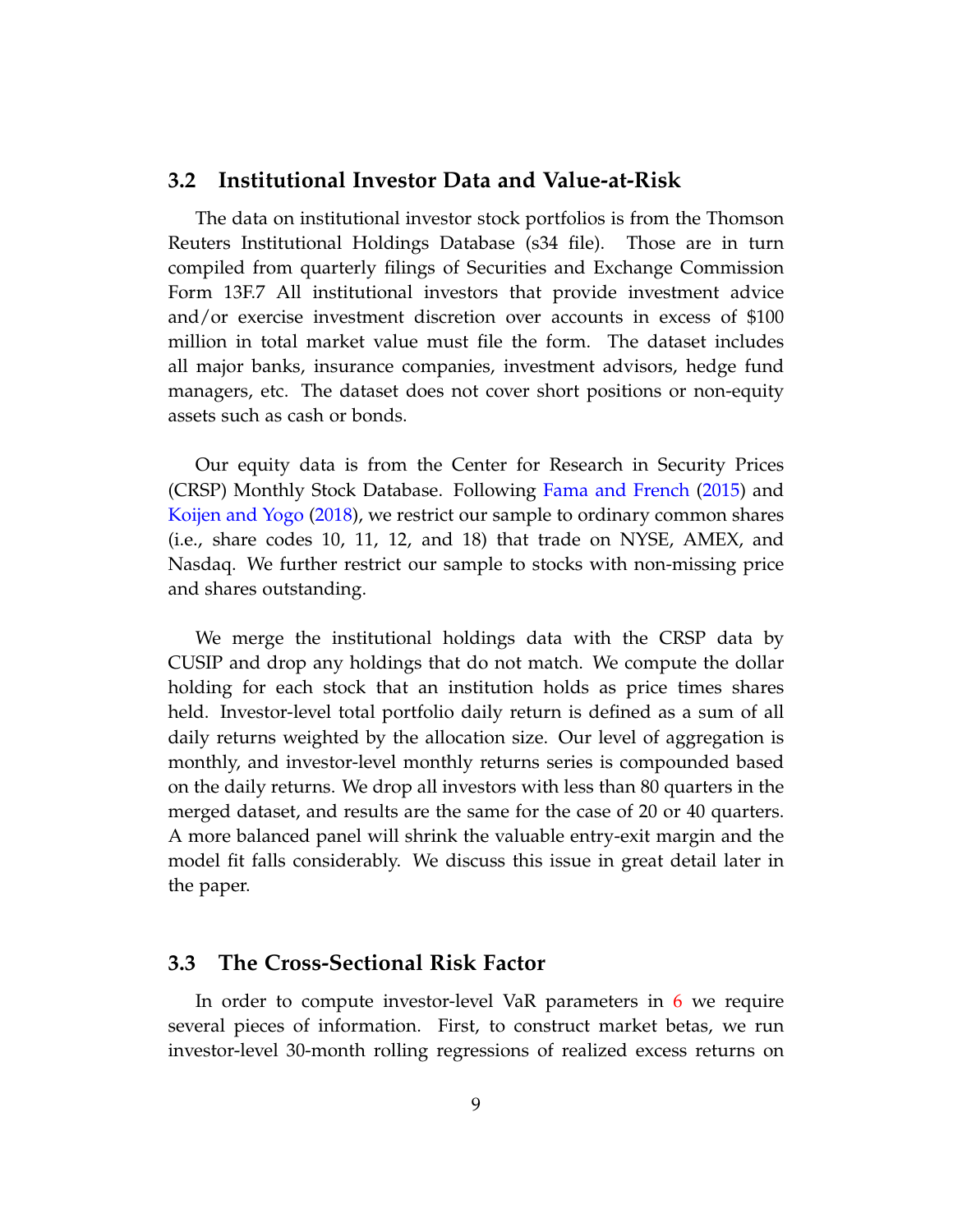### 3.2 Institutional Investor Data and Value-at-Risk

The data on institutional investor stock portfolios is from the Thomson Reuters Institutional Holdings Database (s34 file). Those are in turn compiled from quarterly filings of Securities and Exchange Commission Form 13F.[7] All institutional investors that provide investment advice and/or exercise investment discretion over accounts in excess of $100 million in total market value must file the form. The dataset includes all major banks, insurance companies, investment advisors, hedge fund managers, etc. The dataset does not cover short positions or non-equity assets such as cash or bonds.

Our equity data is from the Center for Research in Security Prices (CRSP) Monthly Stock Database. Following Fama and French (2015) and Koijen and Yogo (2018), we restrict our sample to ordinary common shares (i.e., share codes 10, 11, 12, and 18) that trade on NYSE, AMEX, and Nasdaq. We further restrict our sample to stocks with non-missing price and shares outstanding.

We merge the institutional holdings data with the CRSP data by CUSIP and drop any holdings that do not match. We compute the dollar holding for each stock that an institution holds as price times shares held. Investor-level total portfolio daily return is defined as a sum of all daily returns weighted by the allocation size. Our level of aggregation is monthly, and investor-level monthly returns series is compounded based on the daily returns. We drop all investors with less than 80 quarters in the merged dataset, and results are the same for the case of 20 or 40 quarters. A more balanced panel will shrink the valuable entry-exit margin and the model fit falls considerably. We discuss this issue in great detail later in the paper.

### 3.3 The Cross-Sectional Risk Factor

In order to compute investor-level VaR parameters in 6 we require several pieces of information. First, to construct market betas, we run investor-level 30-month rolling regressions of realized excess returns on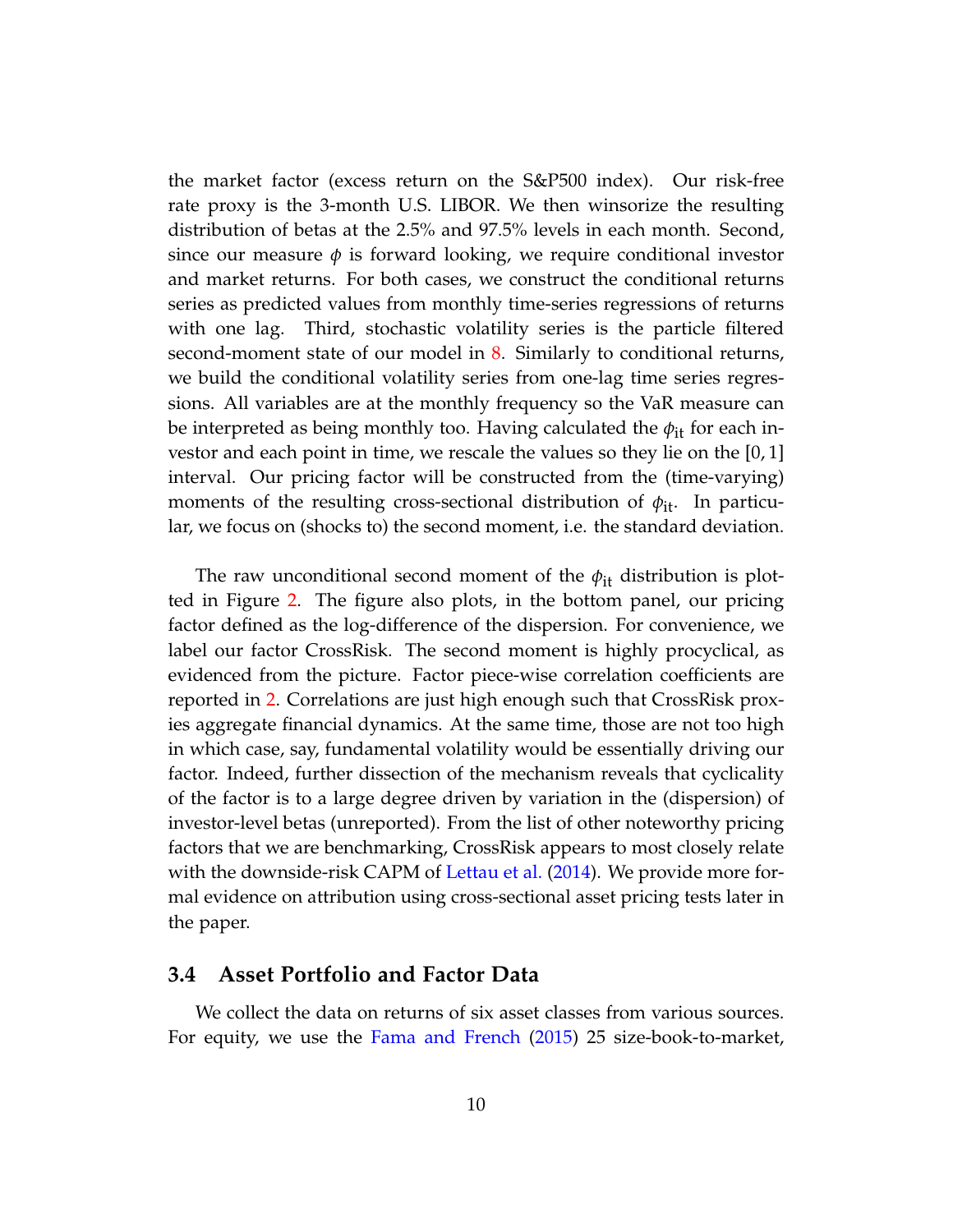the market factor (excess return on the S&P500 index). Our risk-free rate proxy is the 3-month U.S. LIBOR. We then winsorize the resulting distribution of betas at the 2.5% and 97.5% levels in each month. Second, since our measure $\phi$ is forward looking, we require conditional investor and market returns. For both cases, we construct the conditional returns series as predicted values from monthly time-series regressions of returns with one lag. Third, stochastic volatility series is the particle filtered second-moment state of our model in 8. Similarly to conditional returns, we build the conditional volatility series from one-lag time series regressions. All variables are at the monthly frequency so the VaR measure can be interpreted as being monthly too. Having calculated the $\phi_{\text{it}}$ for each investor and each point in time, we rescale the values so they lie on the $[0, 1]$ interval. Our pricing factor will be constructed from the (time-varying) moments of the resulting cross-sectional distribution of $\phi_{\text{it}}$. In particular, we focus on (shocks to) the second moment, i.e. the standard deviation.

The raw unconditional second moment of the $\phi_{\text{it}}$ distribution is plotted in Figure 2. The figure also plots, in the bottom panel, our pricing factor defined as the log-difference of the dispersion. For convenience, we label our factor CrossRisk. The second moment is highly procyclical, as evidenced from the picture. Factor piece-wise correlation coefficients are reported in 2. Correlations are just high enough such that CrossRisk proxies aggregate financial dynamics. At the same time, those are not too high in which case, say, fundamental volatility would be essentially driving our factor. Indeed, further dissection of the mechanism reveals that cyclicality of the factor is to a large degree driven by variation in the (dispersion) of investor-level betas (unreported). From the list of other noteworthy pricing factors that we are benchmarking, CrossRisk appears to most closely relate with the downside-risk CAPM of Lettau et al. (2014). We provide more formal evidence on attribution using cross-sectional asset pricing tests later in the paper.

### 3.4 Asset Portfolio and Factor Data

We collect the data on returns of six asset classes from various sources. For equity, we use the Fama and French (2015) 25 size-book-to-market,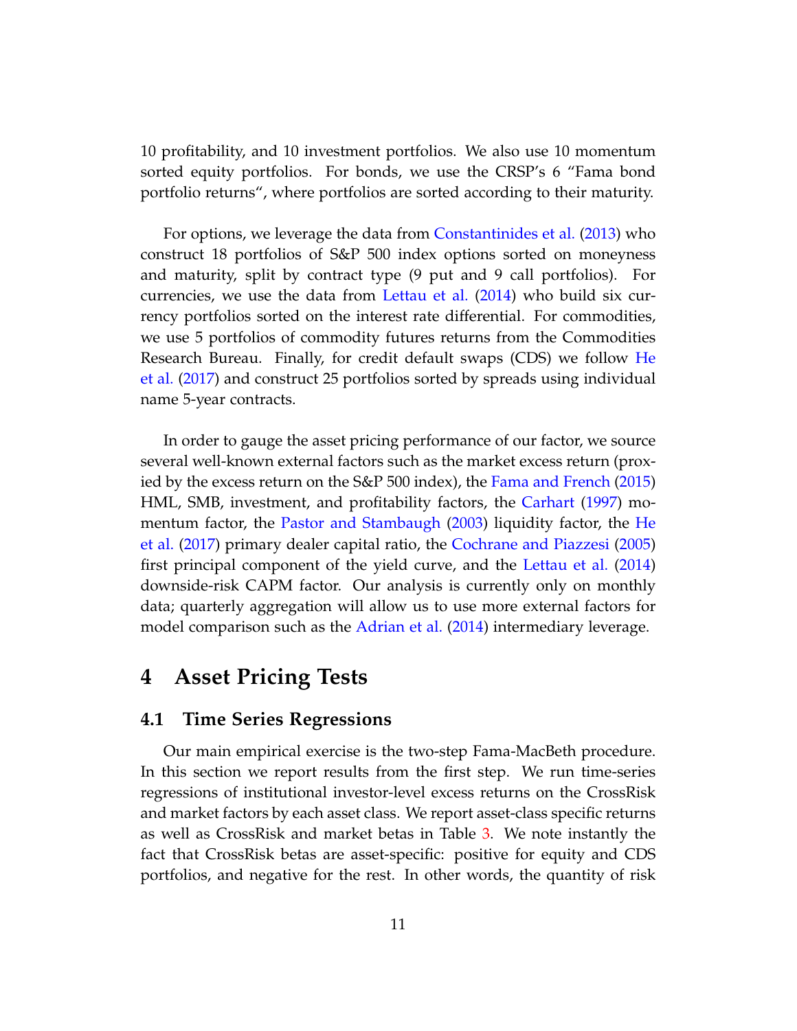10 profitability, and 10 investment portfolios. We also use 10 momentum sorted equity portfolios. For bonds, we use the CRSP's 6 "Fama bond portfolio returns", where portfolios are sorted according to their maturity.

For options, we leverage the data from Constantinides et al. (2013) who construct 18 portfolios of S&P 500 index options sorted on moneyness and maturity, split by contract type (9 put and 9 call portfolios). For currencies, we use the data from Lettau et al. (2014) who build six currency portfolios sorted on the interest rate differential. For commodities, we use 5 portfolios of commodity futures returns from the Commodities Research Bureau. Finally, for credit default swaps (CDS) we follow He et al. (2017) and construct 25 portfolios sorted by spreads using individual name 5-year contracts.

In order to gauge the asset pricing performance of our factor, we source several well-known external factors such as the market excess return (proxied by the excess return on the S&P 500 index), the Fama and French (2015) HML, SMB, investment, and profitability factors, the Carhart (1997) momentum factor, the Pastor and Stambaugh (2003) liquidity factor, the He et al. (2017) primary dealer capital ratio, the Cochrane and Piazzesi (2005) first principal component of the yield curve, and the Lettau et al. (2014) downside-risk CAPM factor. Our analysis is currently only on monthly data; quarterly aggregation will allow us to use more external factors for model comparison such as the Adrian et al. (2014) intermediary leverage.

# 4 Asset Pricing Tests

## 4.1 Time Series Regressions

Our main empirical exercise is the two-step Fama-MacBeth procedure. In this section we report results from the first step. We run time-series regressions of institutional investor-level excess returns on the CrossRisk and market factors by each asset class. We report asset-class specific returns as well as CrossRisk and market betas in Table 3. We note instantly the fact that CrossRisk betas are asset-specific: positive for equity and CDS portfolios, and negative for the rest. In other words, the quantity of risk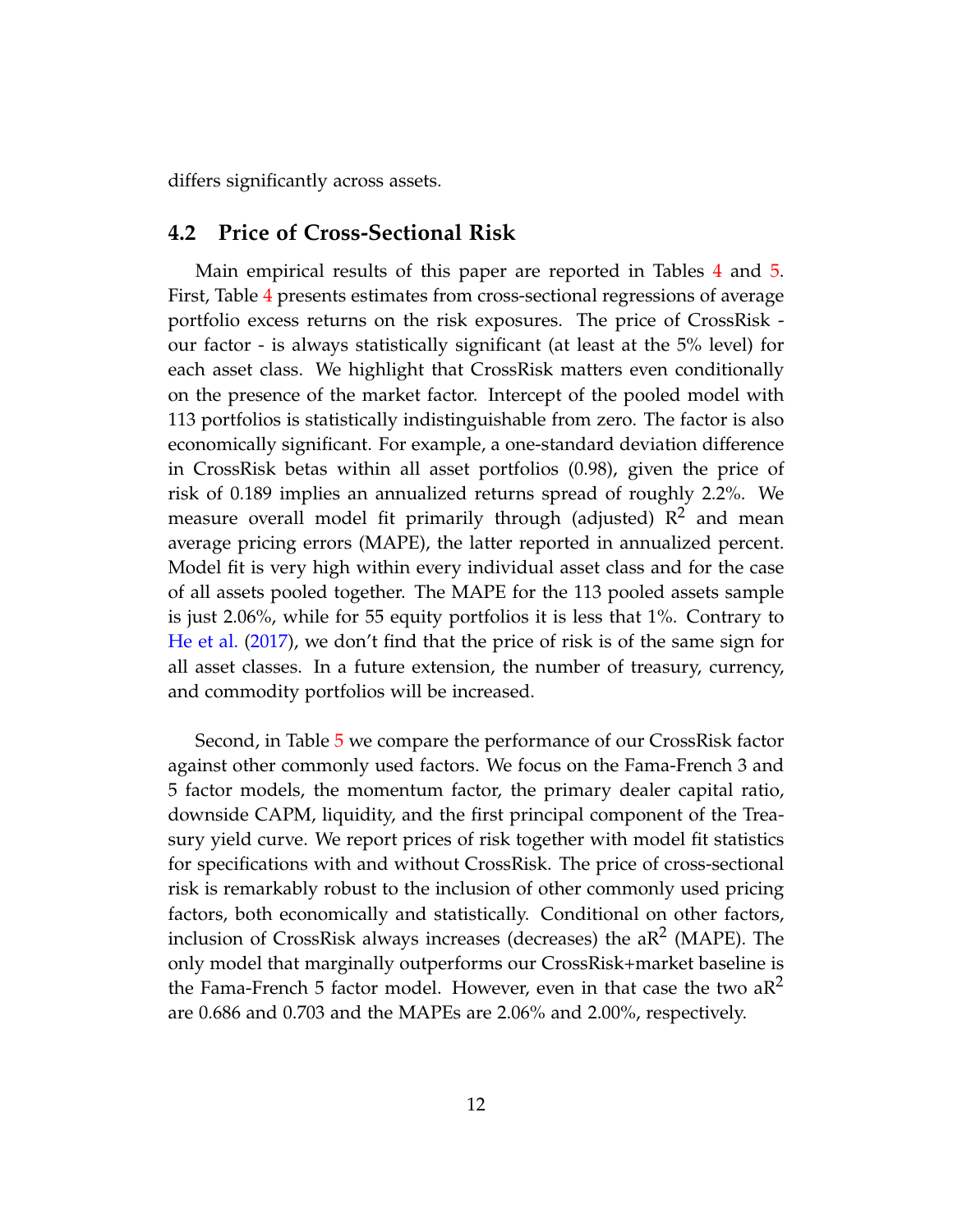differs significantly across assets.

## 4.2 Price of Cross-Sectional Risk

Main empirical results of this paper are reported in Tables 4 and 5. First, Table 4 presents estimates from cross-sectional regressions of average portfolio excess returns on the risk exposures. The price of CrossRisk - our factor - is always statistically significant (at least at the 5% level) for each asset class. We highlight that CrossRisk matters even conditionally on the presence of the market factor. Intercept of the pooled model with 113 portfolios is statistically indistinguishable from zero. The factor is also economically significant. For example, a one-standard deviation difference in CrossRisk betas within all asset portfolios (0.98), given the price of risk of 0.189 implies an annualized returns spread of roughly 2.2%. We measure overall model fit primarily through (adjusted) $R^2$ and mean average pricing errors (MAPE), the latter reported in annualized percent. Model fit is very high within every individual asset class and for the case of all assets pooled together. The MAPE for the 113 pooled assets sample is just 2.06%, while for 55 equity portfolios it is less that 1%. Contrary to He et al. (2017), we don't find that the price of risk is of the same sign for all asset classes. In a future extension, the number of treasury, currency, and commodity portfolios will be increased.

Second, in Table 5 we compare the performance of our CrossRisk factor against other commonly used factors. We focus on the Fama-French 3 and 5 factor models, the momentum factor, the primary dealer capital ratio, downside CAPM, liquidity, and the first principal component of the Treasury yield curve. We report prices of risk together with model fit statistics for specifications with and without CrossRisk. The price of cross-sectional risk is remarkably robust to the inclusion of other commonly used pricing factors, both economically and statistically. Conditional on other factors, inclusion of CrossRisk always increases (decreases) the $aR^2$ (MAPE). The only model that marginally outperforms our CrossRisk+market baseline is the Fama-French 5 factor model. However, even in that case the two $aR^2$ are 0.686 and 0.703 and the MAPEs are 2.06% and 2.00%, respectively.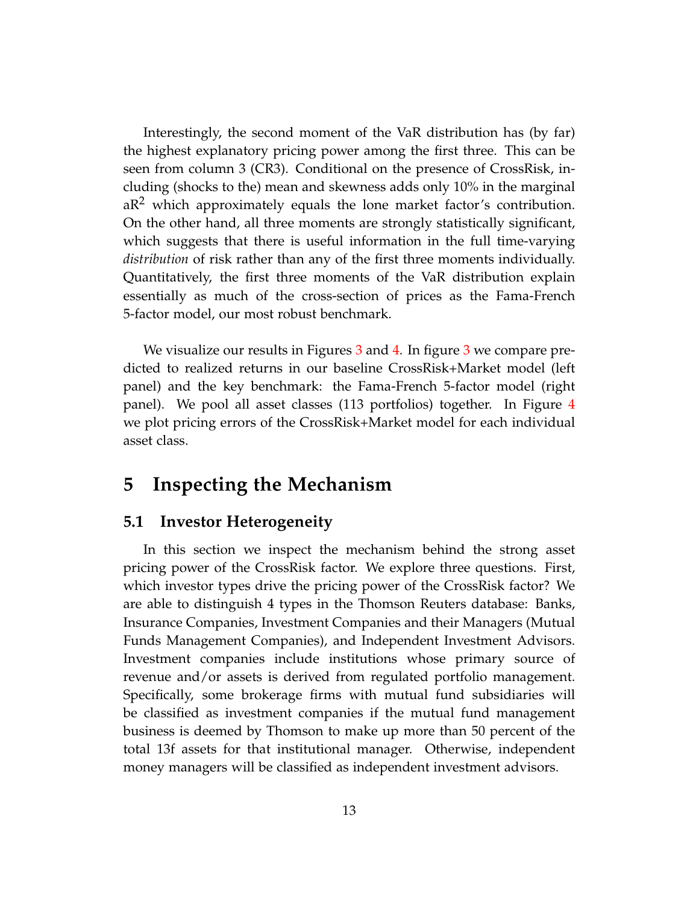Interestingly, the second moment of the VaR distribution has (by far) the highest explanatory pricing power among the first three. This can be seen from column 3 (CR3). Conditional on the presence of CrossRisk, including (shocks to the) mean and skewness adds only 10% in the marginal a$R^2$ which approximately equals the lone market factor's contribution. On the other hand, all three moments are strongly statistically significant, which suggests that there is useful information in the full time-varying *distribution* of risk rather than any of the first three moments individually. Quantitatively, the first three moments of the VaR distribution explain essentially as much of the cross-section of prices as the Fama-French 5-factor model, our most robust benchmark.

We visualize our results in Figures 3 and 4. In figure 3 we compare predicted to realized returns in our baseline CrossRisk+Market model (left panel) and the key benchmark: the Fama-French 5-factor model (right panel). We pool all asset classes (113 portfolios) together. In Figure 4 we plot pricing errors of the CrossRisk+Market model for each individual asset class.

# 5 Inspecting the Mechanism

## 5.1 Investor Heterogeneity

In this section we inspect the mechanism behind the strong asset pricing power of the CrossRisk factor. We explore three questions. First, which investor types drive the pricing power of the CrossRisk factor? We are able to distinguish 4 types in the Thomson Reuters database: Banks, Insurance Companies, Investment Companies and their Managers (Mutual Funds Management Companies), and Independent Investment Advisors. Investment companies include institutions whose primary source of revenue and/or assets is derived from regulated portfolio management. Specifically, some brokerage firms with mutual fund subsidiaries will be classified as investment companies if the mutual fund management business is deemed by Thomson to make up more than 50 percent of the total 13f assets for that institutional manager. Otherwise, independent money managers will be classified as independent investment advisors.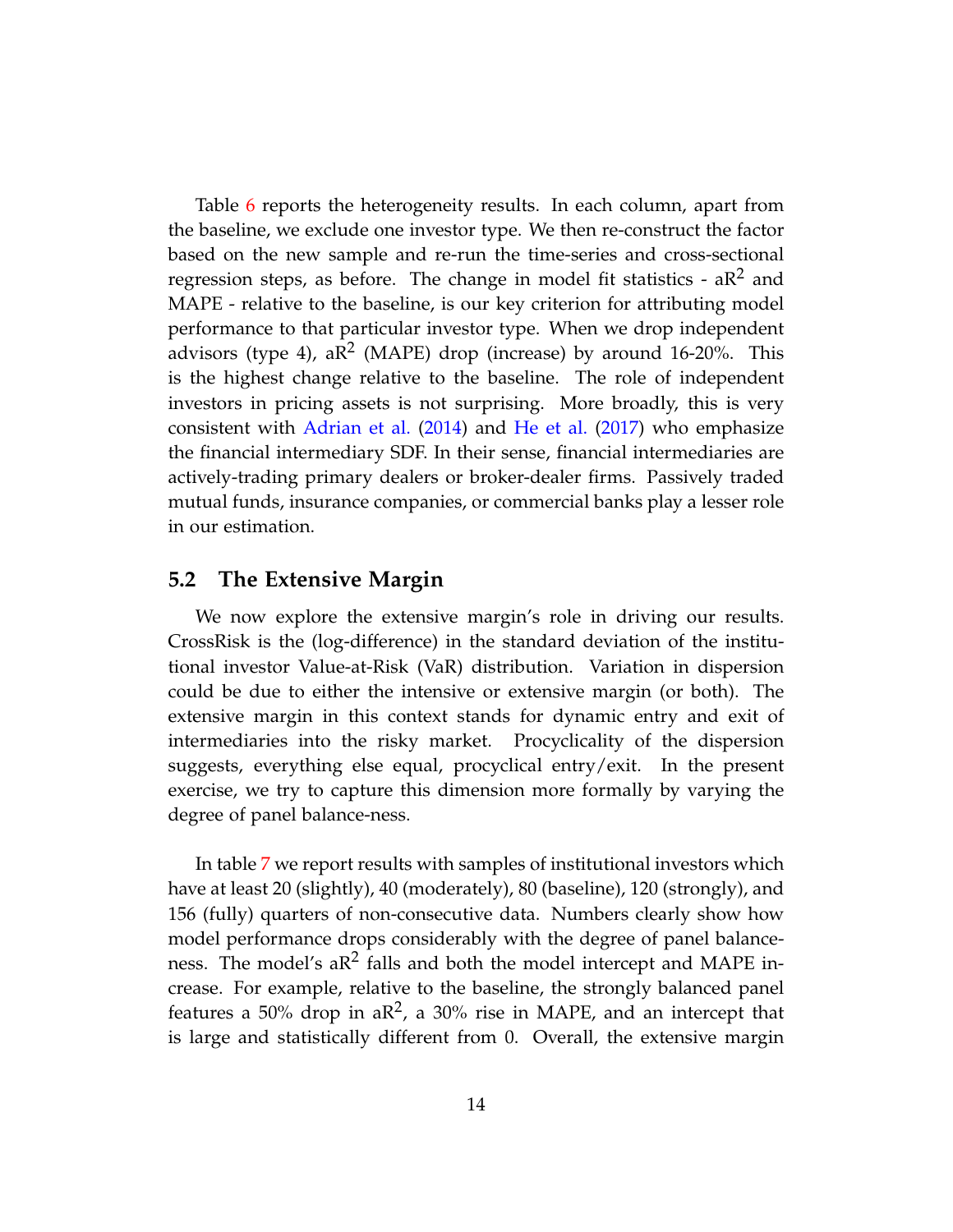Table 6 reports the heterogeneity results. In each column, apart from the baseline, we exclude one investor type. We then re-construct the factor based on the new sample and re-run the time-series and cross-sectional regression steps, as before. The change in model fit statistics - a$R^2$ and MAPE - relative to the baseline, is our key criterion for attributing model performance to that particular investor type. When we drop independent advisors (type 4), a$R^2$ (MAPE) drop (increase) by around 16-20%. This is the highest change relative to the baseline. The role of independent investors in pricing assets is not surprising. More broadly, this is very consistent with Adrian et al. (2014) and He et al. (2017) who emphasize the financial intermediary SDF. In their sense, financial intermediaries are actively-trading primary dealers or broker-dealer firms. Passively traded mutual funds, insurance companies, or commercial banks play a lesser role in our estimation.

## 5.2 The Extensive Margin

We now explore the extensive margin's role in driving our results. CrossRisk is the (log-difference) in the standard deviation of the institutional investor Value-at-Risk (VaR) distribution. Variation in dispersion could be due to either the intensive or extensive margin (or both). The extensive margin in this context stands for dynamic entry and exit of intermediaries into the risky market. Procyclicality of the dispersion suggests, everything else equal, procyclical entry/exit. In the present exercise, we try to capture this dimension more formally by varying the degree of panel balance-ness.

In table 7 we report results with samples of institutional investors which have at least 20 (slightly), 40 (moderately), 80 (baseline), 120 (strongly), and 156 (fully) quarters of non-consecutive data. Numbers clearly show how model performance drops considerably with the degree of panel balance-ness. The model's a$R^2$ falls and both the model intercept and MAPE increase. For example, relative to the baseline, the strongly balanced panel features a 50% drop in a$R^2$, a 30% rise in MAPE, and an intercept that is large and statistically different from 0. Overall, the extensive margin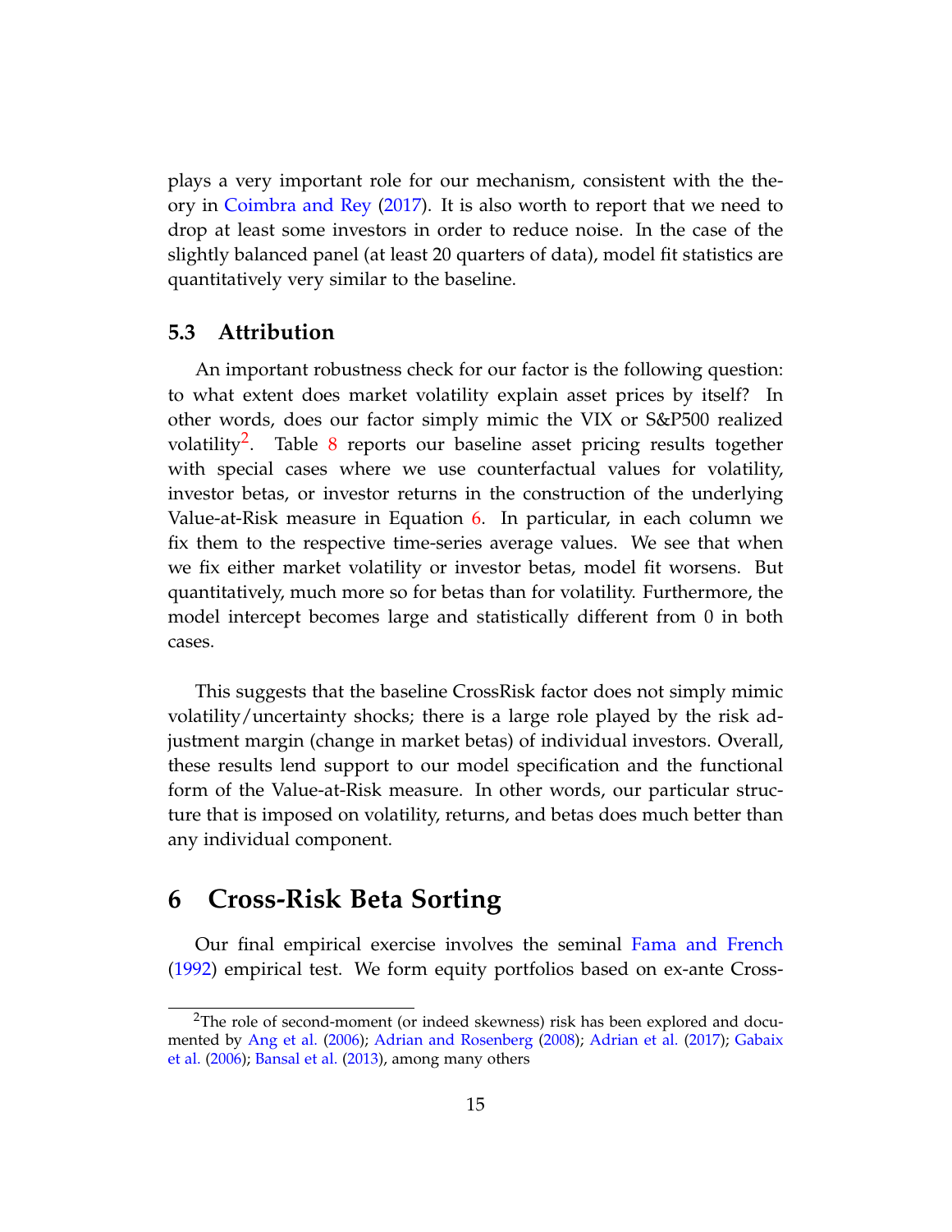plays a very important role for our mechanism, consistent with the theory in Coimbra and Rey (2017). It is also worth to report that we need to drop at least some investors in order to reduce noise. In the case of the slightly balanced panel (at least 20 quarters of data), model fit statistics are quantitatively very similar to the baseline.

### 5.3 Attribution

An important robustness check for our factor is the following question: to what extent does market volatility explain asset prices by itself? In other words, does our factor simply mimic the VIX or S&P500 realized volatility[2]. Table 8 reports our baseline asset pricing results together with special cases where we use counterfactual values for volatility, investor betas, or investor returns in the construction of the underlying Value-at-Risk measure in Equation 6. In particular, in each column we fix them to the respective time-series average values. We see that when we fix either market volatility or investor betas, model fit worsens. But quantitatively, much more so for betas than for volatility. Furthermore, the model intercept becomes large and statistically different from 0 in both cases.

This suggests that the baseline CrossRisk factor does not simply mimic volatility/uncertainty shocks; there is a large role played by the risk adjustment margin (change in market betas) of individual investors. Overall, these results lend support to our model specification and the functional form of the Value-at-Risk measure. In other words, our particular structure that is imposed on volatility, returns, and betas does much better than any individual component.

## 6 Cross-Risk Beta Sorting

Our final empirical exercise involves the seminal Fama and French (1992) empirical test. We form equity portfolios based on ex-ante Cross-

[2]The role of second-moment (or indeed skewness) risk has been explored and documented by Ang et al. (2006); Adrian and Rosenberg (2008); Adrian et al. (2017); Gabaix et al. (2006); Bansal et al. (2013), among many others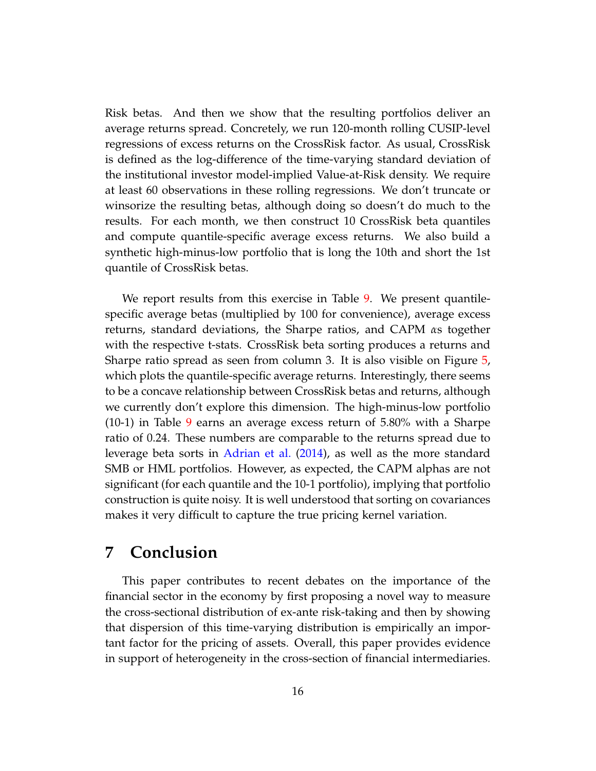Risk betas. And then we show that the resulting portfolios deliver an average returns spread. Concretely, we run 120-month rolling CUSIP-level regressions of excess returns on the CrossRisk factor. As usual, CrossRisk is defined as the log-difference of the time-varying standard deviation of the institutional investor model-implied Value-at-Risk density. We require at least 60 observations in these rolling regressions. We don't truncate or winsorize the resulting betas, although doing so doesn't do much to the results. For each month, we then construct 10 CrossRisk beta quantiles and compute quantile-specific average excess returns. We also build a synthetic high-minus-low portfolio that is long the 10th and short the 1st quantile of CrossRisk betas.

We report results from this exercise in Table 9. We present quantile-specific average betas (multiplied by 100 for convenience), average excess returns, standard deviations, the Sharpe ratios, and CAPM $\alpha$s together with the respective t-stats. CrossRisk beta sorting produces a returns and Sharpe ratio spread as seen from column 3. It is also visible on Figure 5, which plots the quantile-specific average returns. Interestingly, there seems to be a concave relationship between CrossRisk betas and returns, although we currently don't explore this dimension. The high-minus-low portfolio (10-1) in Table 9 earns an average excess return of 5.80% with a Sharpe ratio of 0.24. These numbers are comparable to the returns spread due to leverage beta sorts in Adrian et al. (2014), as well as the more standard SMB or HML portfolios. However, as expected, the CAPM alphas are not significant (for each quantile and the 10-1 portfolio), implying that portfolio construction is quite noisy. It is well understood that sorting on covariances makes it very difficult to capture the true pricing kernel variation.

# 7 Conclusion

This paper contributes to recent debates on the importance of the financial sector in the economy by first proposing a novel way to measure the cross-sectional distribution of ex-ante risk-taking and then by showing that dispersion of this time-varying distribution is empirically an important factor for the pricing of assets. Overall, this paper provides evidence in support of heterogeneity in the cross-section of financial intermediaries.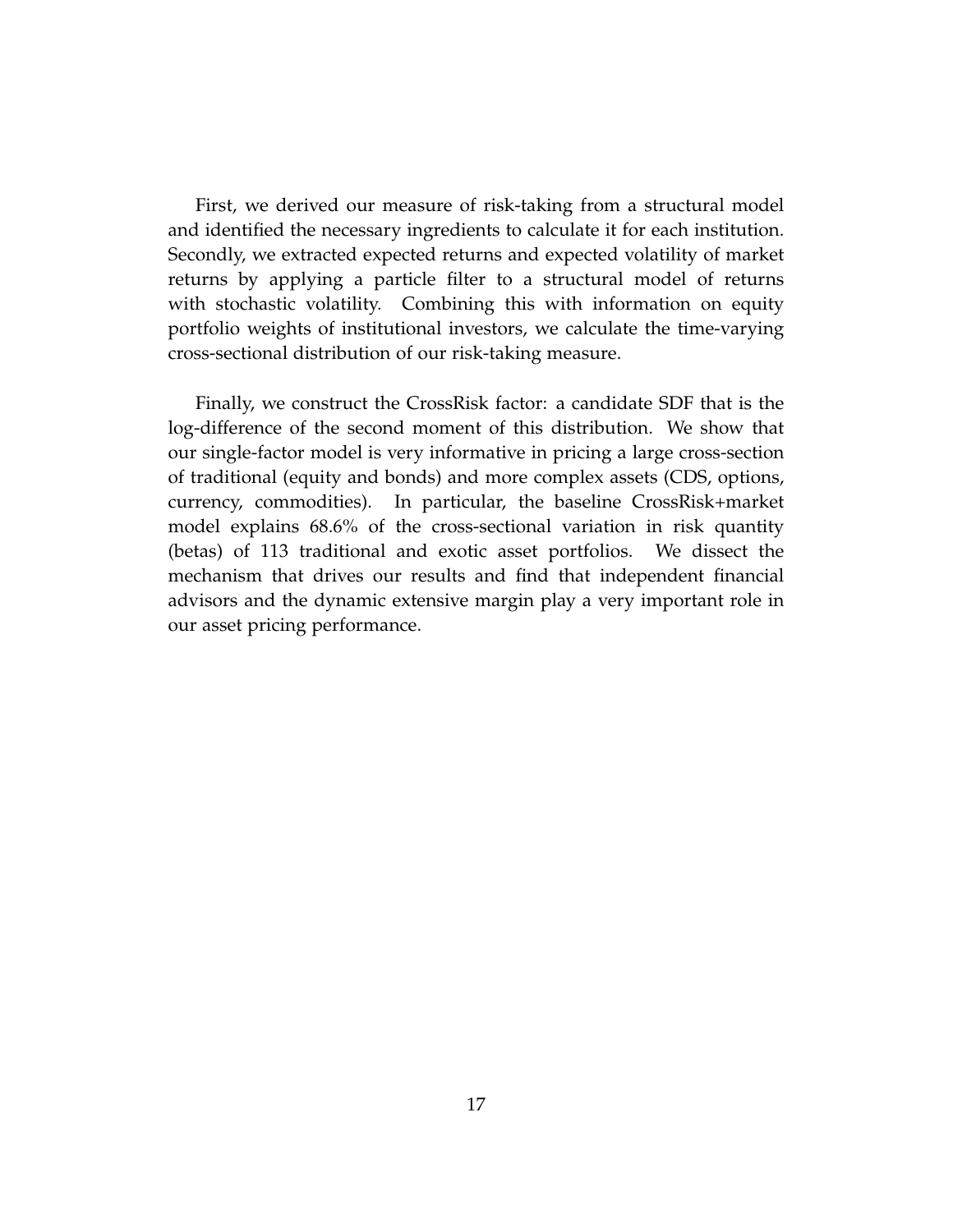First, we derived our measure of risk-taking from a structural model and identified the necessary ingredients to calculate it for each institution. Secondly, we extracted expected returns and expected volatility of market returns by applying a particle filter to a structural model of returns with stochastic volatility. Combining this with information on equity portfolio weights of institutional investors, we calculate the time-varying cross-sectional distribution of our risk-taking measure.

Finally, we construct the CrossRisk factor: a candidate SDF that is the log-difference of the second moment of this distribution. We show that our single-factor model is very informative in pricing a large cross-section of traditional (equity and bonds) and more complex assets (CDS, options, currency, commodities). In particular, the baseline CrossRisk+market model explains 68.6% of the cross-sectional variation in risk quantity (betas) of 113 traditional and exotic asset portfolios. We dissect the mechanism that drives our results and find that independent financial advisors and the dynamic extensive margin play a very important role in our asset pricing performance.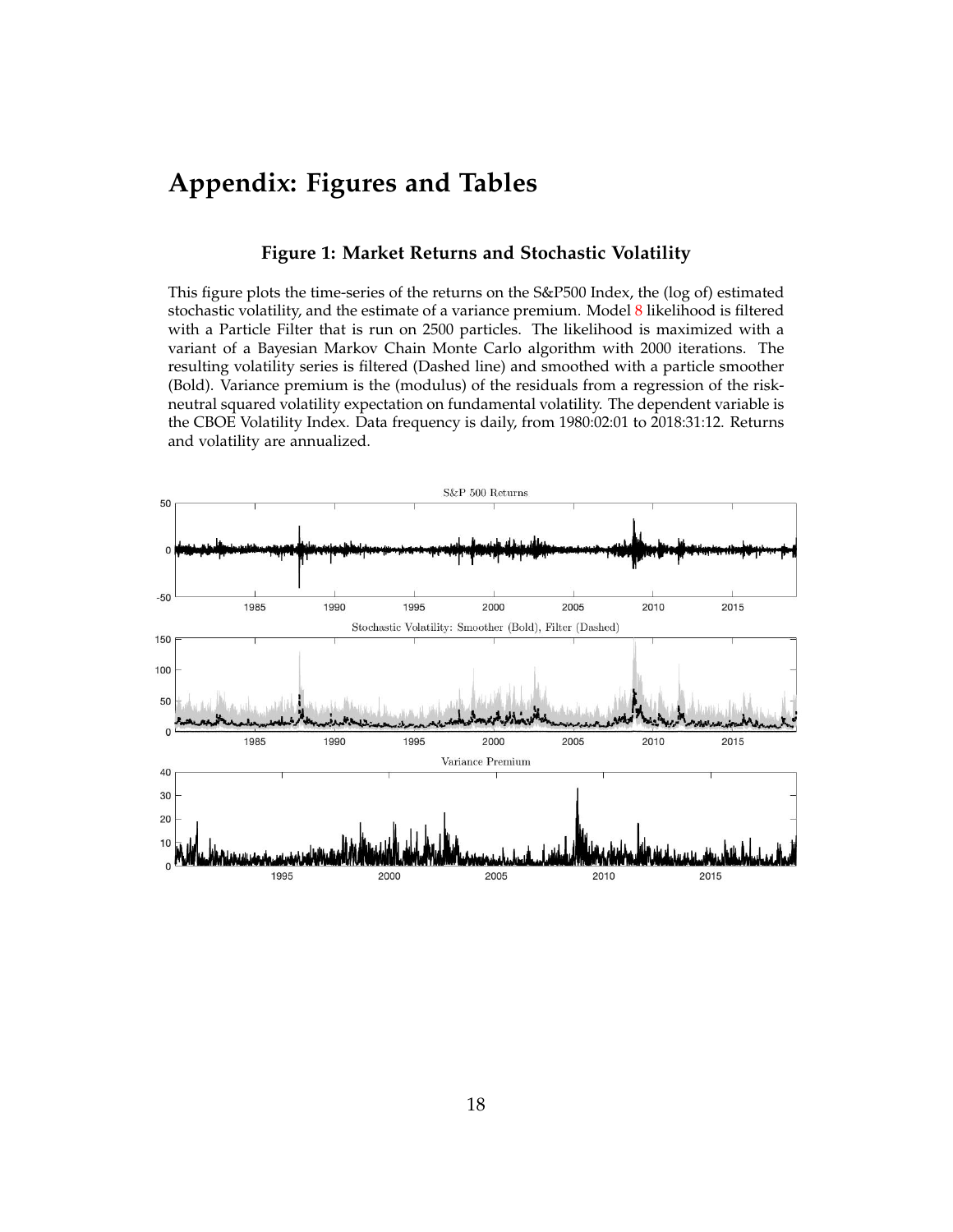# Appendix: Figures and Tables

### Figure 1: Market Returns and Stochastic Volatility

This figure plots the time-series of the returns on the S&P500 Index, the (log of) estimated stochastic volatility, and the estimate of a variance premium. Model 8 likelihood is filtered with a Particle Filter that is run on 2500 particles. The likelihood is maximized with a variant of a Bayesian Markov Chain Monte Carlo algorithm with 2000 iterations. The resulting volatility series is filtered (Dashed line) and smoothed with a particle smoother (Bold). Variance premium is the (modulus) of the residuals from a regression of the risk-neutral squared volatility expectation on fundamental volatility. The dependent variable is the CBOE Volatility Index. Data frequency is daily, from 1980:02:01 to 2018:31:12. Returns and volatility are annualized.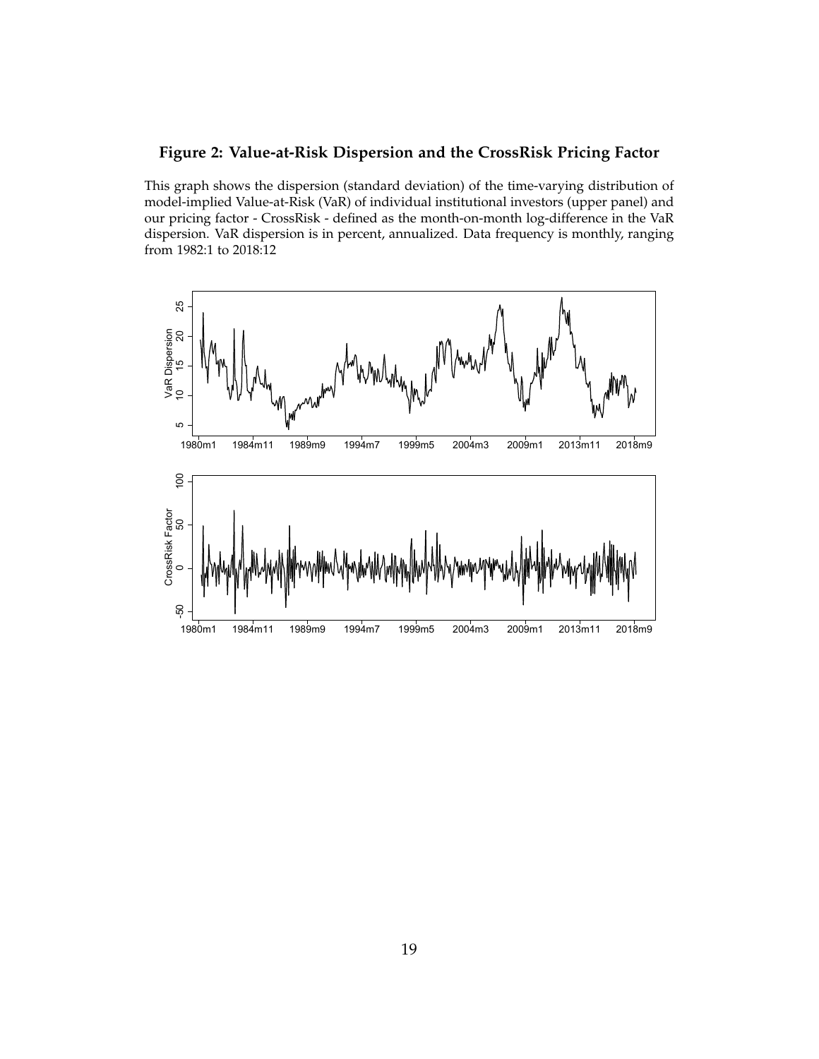**Figure 2: Value-at-Risk Dispersion and the CrossRisk Pricing Factor**

This graph shows the dispersion (standard deviation) of the time-varying distribution of model-implied Value-at-Risk (VaR) of individual institutional investors (upper panel) and our pricing factor - CrossRisk - defined as the month-on-month log-difference in the VaR dispersion. VaR dispersion is in percent, annualized. Data frequency is monthly, ranging from 1982:1 to 2018:12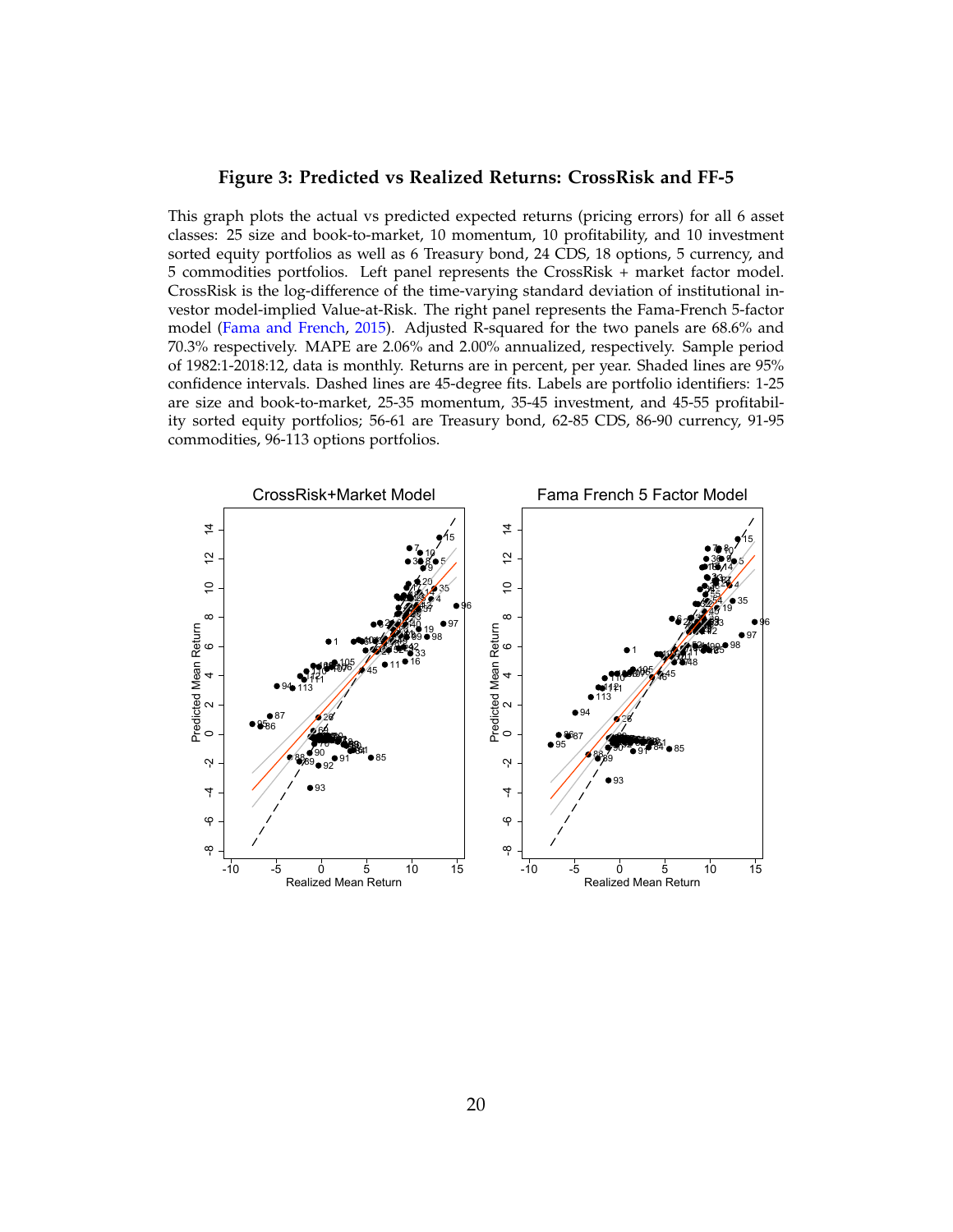### Figure 3: Predicted vs Realized Returns: CrossRisk and FF-5

This graph plots the actual vs predicted expected returns (pricing errors) for all 6 asset classes: 25 size and book-to-market, 10 momentum, 10 profitability, and 10 investment sorted equity portfolios as well as 6 Treasury bond, 24 CDS, 18 options, 5 currency, and 5 commodities portfolios. Left panel represents the CrossRisk + market factor model. CrossRisk is the log-difference of the time-varying standard deviation of institutional investor model-implied Value-at-Risk. The right panel represents the Fama-French 5-factor model (Fama and French, 2015). Adjusted R-squared for the two panels are 68.6% and 70.3% respectively. MAPE are 2.06% and 2.00% annualized, respectively. Sample period of 1982:1-2018:12, data is monthly. Returns are in percent, per year. Shaded lines are 95% confidence intervals. Dashed lines are 45-degree fits. Labels are portfolio identifiers: 1-25 are size and book-to-market, 25-35 momentum, 35-45 investment, and 45-55 profitability sorted equity portfolios; 56-61 are Treasury bond, 62-85 CDS, 86-90 currency, 91-95 commodities, 96-113 options portfolios.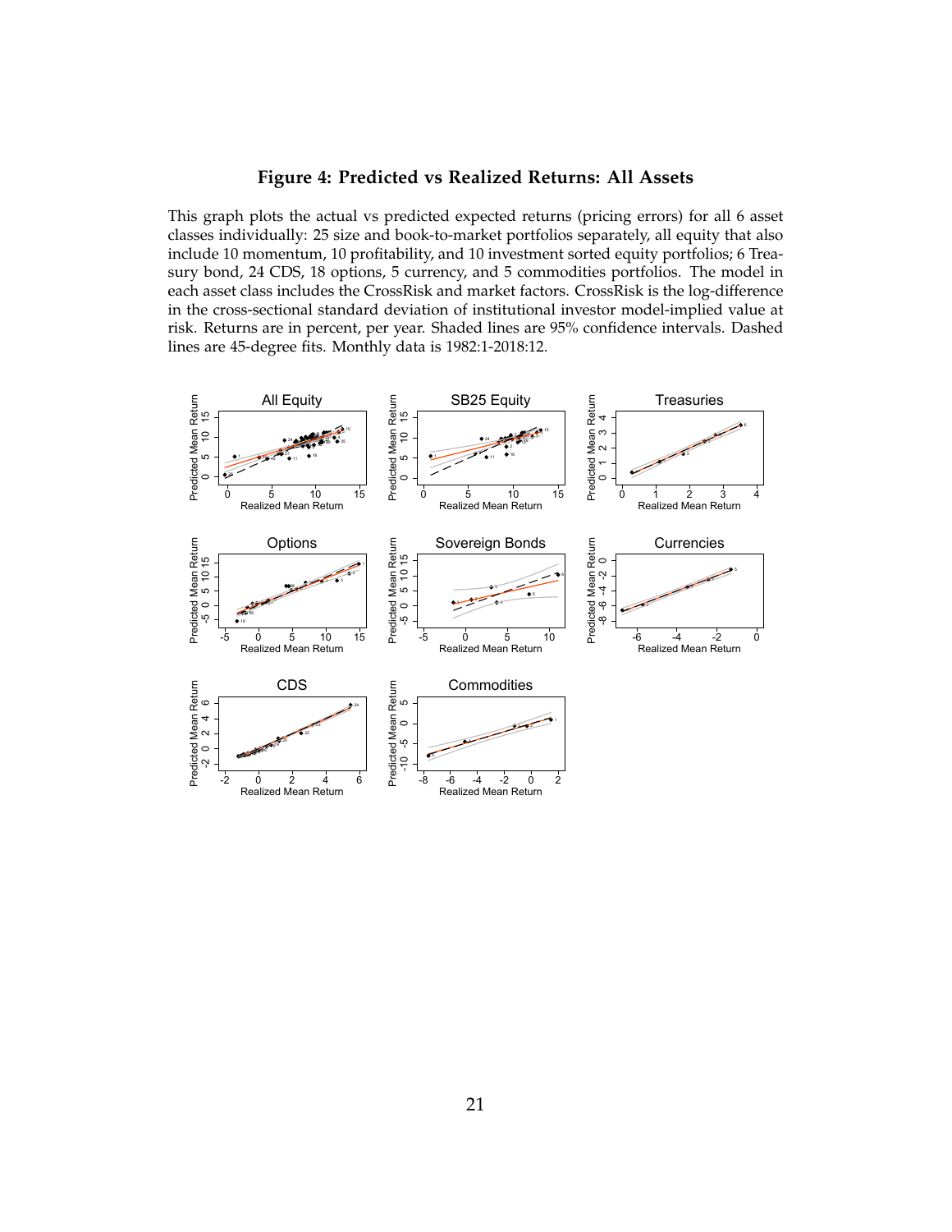**Figure 4: Predicted vs Realized Returns: All Assets**

This graph plots the actual vs predicted expected returns (pricing errors) for all 6 asset classes individually: 25 size and book-to-market portfolios separately, all equity that also include 10 momentum, 10 profitability, and 10 investment sorted equity portfolios; 6 Treasury bond, 24 CDS, 18 options, 5 currency, and 5 commodities portfolios. The model in each asset class includes the CrossRisk and market factors. CrossRisk is the log-difference in the cross-sectional standard deviation of institutional investor model-implied value at risk. Returns are in percent, per year. Shaded lines are 95% confidence intervals. Dashed lines are 45-degree fits. Monthly data is 1982:1-2018:12.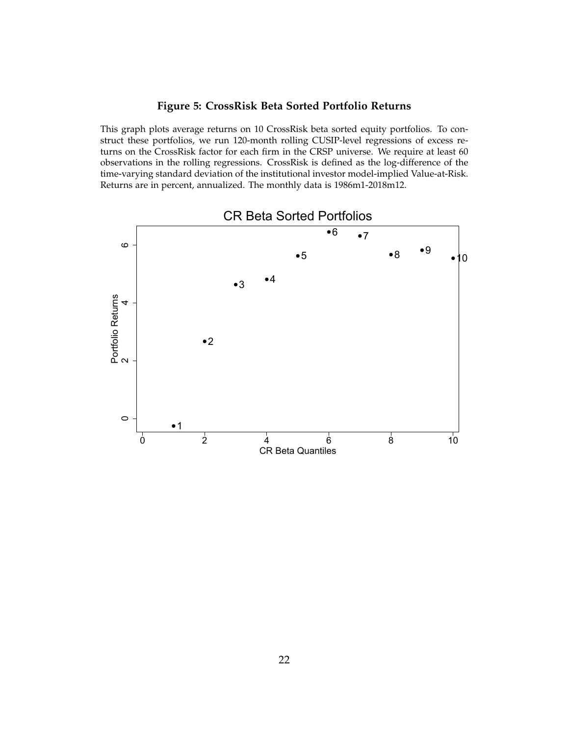**Figure 5: CrossRisk Beta Sorted Portfolio Returns**

This graph plots average returns on 10 CrossRisk beta sorted equity portfolios. To construct these portfolios, we run 120-month rolling CUSIP-level regressions of excess returns on the CrossRisk factor for each firm in the CRSP universe. We require at least 60 observations in the rolling regressions. CrossRisk is defined as the log-difference of the time-varying standard deviation of the institutional investor model-implied Value-at-Risk. Returns are in percent, annualized. The monthly data is 1986m1-2018m12.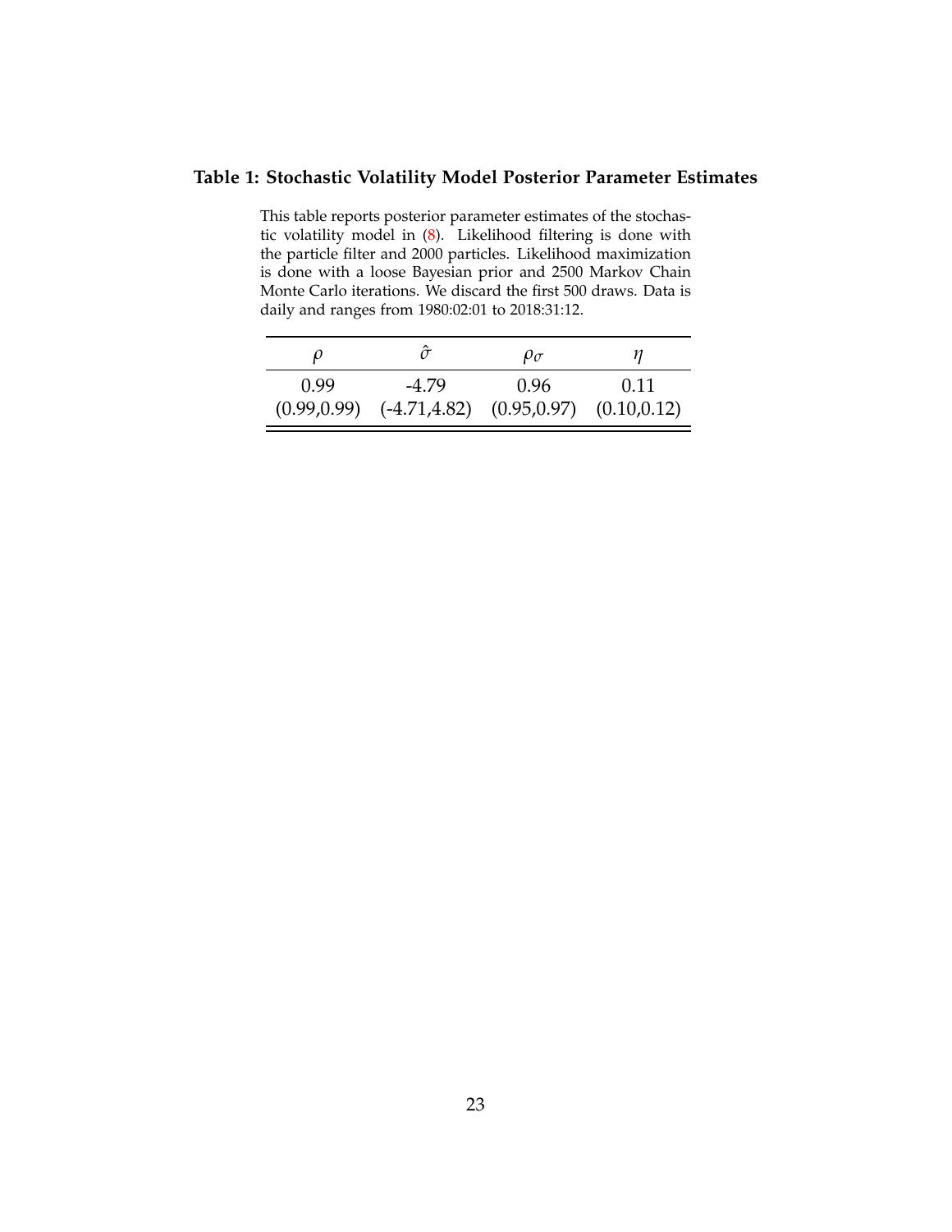### Table 1: Stochastic Volatility Model Posterior Parameter Estimates

This table reports posterior parameter estimates of the stochastic volatility model in (8). Likelihood filtering is done with the particle filter and 2000 particles. Likelihood maximization is done with a loose Bayesian prior and 2500 Markov Chain Monte Carlo iterations. We discard the first 500 draws. Data is daily and ranges from 1980:02:01 to 2018:31:12.

| $\rho$ | $\hat{\sigma}$ | $\rho_\sigma$ | $\eta$ |
|---|---|---|---|
| 0.99 | -4.79 | 0.96 | 0.11 |
| (0.99,0.99) | (-4.71,4.82) | (0.95,0.97) | (0.10,0.12) |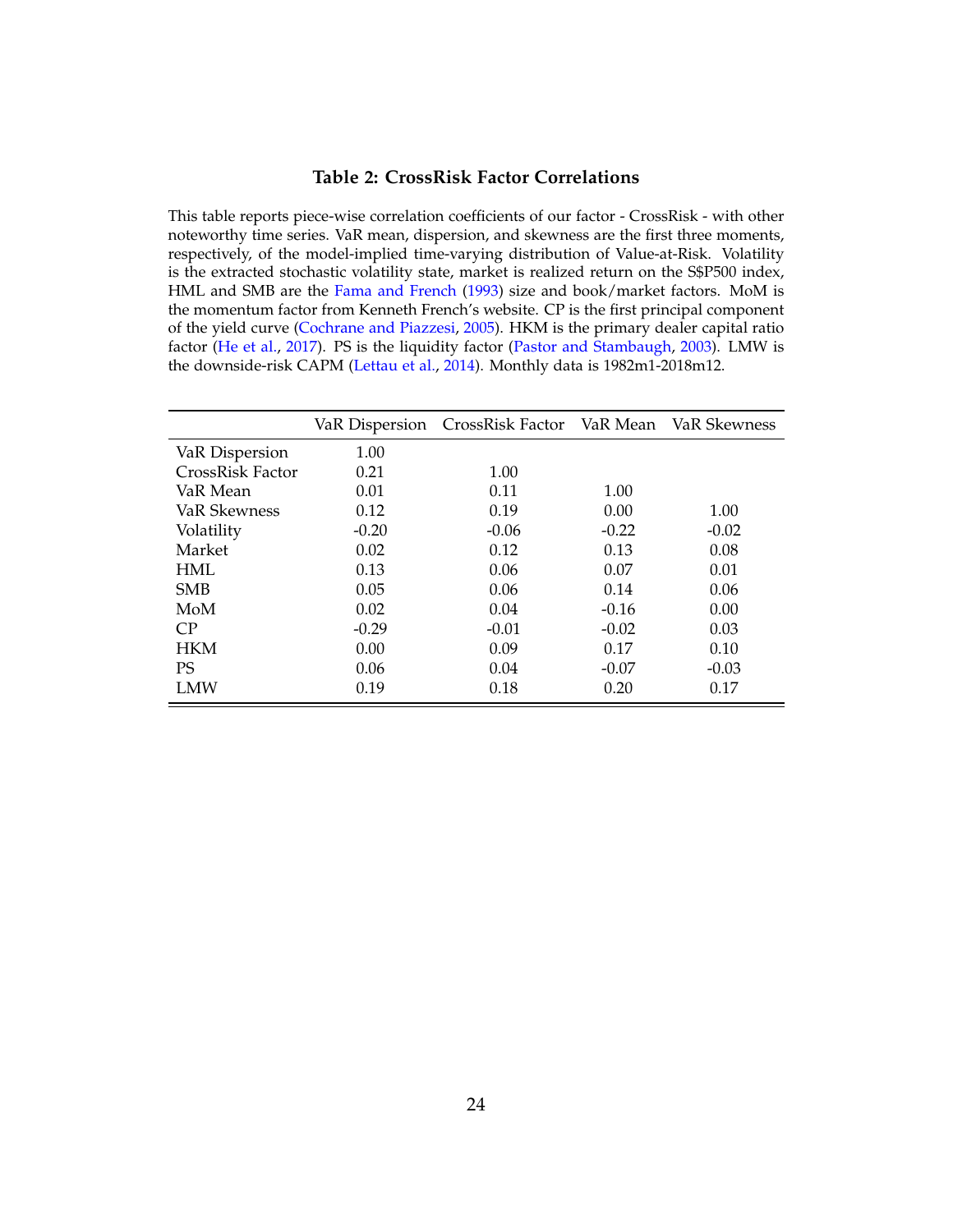### Table 2: CrossRisk Factor Correlations

This table reports piece-wise correlation coefficients of our factor - CrossRisk - with other noteworthy time series. VaR mean, dispersion, and skewness are the first three moments, respectively, of the model-implied time-varying distribution of Value-at-Risk. Volatility is the extracted stochastic volatility state, market is realized return on the S$P500 index, HML and SMB are the Fama and French (1993) size and book/market factors. MoM is the momentum factor from Kenneth French's website. CP is the first principal component of the yield curve (Cochrane and Piazzesi, 2005). HKM is the primary dealer capital ratio factor (He et al., 2017). PS is the liquidity factor (Pastor and Stambaugh, 2003). LMW is the downside-risk CAPM (Lettau et al., 2014). Monthly data is 1982m1-2018m12.

| | VaR Dispersion | CrossRisk Factor | VaR Mean | VaR Skewness |
|---|---|---|---|---|
| VaR Dispersion | 1.00 | | | |
| CrossRisk Factor | 0.21 | 1.00 | | |
| VaR Mean | 0.01 | 0.11 | 1.00 | |
| VaR Skewness | 0.12 | 0.19 | 0.00 | 1.00 |
| Volatility | -0.20 | -0.06 | -0.22 | -0.02 |
| Market | 0.02 | 0.12 | 0.13 | 0.08 |
| HML | 0.13 | 0.06 | 0.07 | 0.01 |
| SMB | 0.05 | 0.06 | 0.14 | 0.06 |
| MoM | 0.02 | 0.04 | -0.16 | 0.00 |
| CP | -0.29 | -0.01 | -0.02 | 0.03 |
| HKM | 0.00 | 0.09 | 0.17 | 0.10 |
| PS | 0.06 | 0.04 | -0.07 | -0.03 |
| LMW | 0.19 | 0.18 | 0.20 | 0.17 |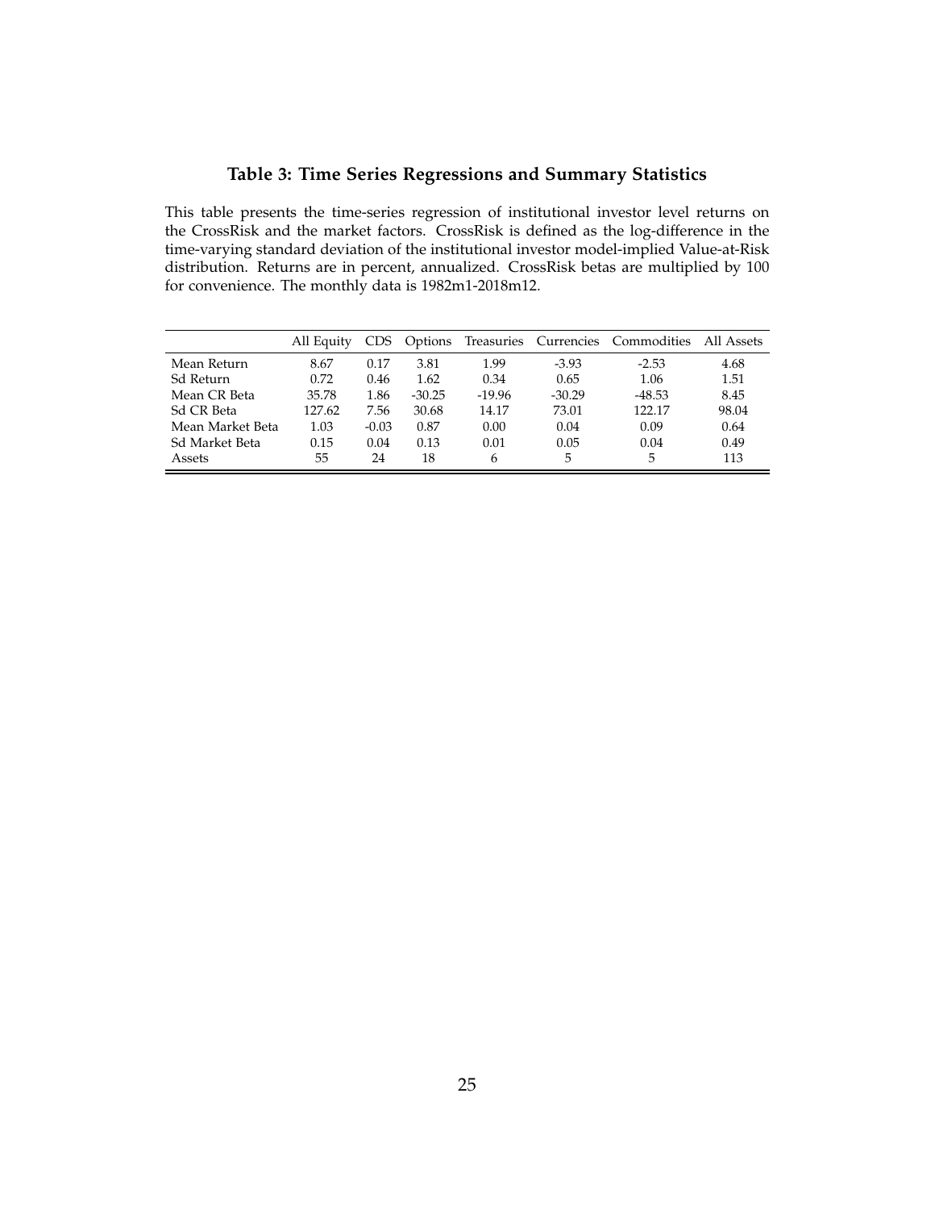## Table 3: Time Series Regressions and Summary Statistics

This table presents the time-series regression of institutional investor level returns on the CrossRisk and the market factors. CrossRisk is defined as the log-difference in the time-varying standard deviation of the institutional investor model-implied Value-at-Risk distribution. Returns are in percent, annualized. CrossRisk betas are multiplied by 100 for convenience. The monthly data is 1982m1-2018m12.

| | All Equity | CDS | Options | Treasuries | Currencies | Commodities | All Assets |
|---|---|---|---|---|---|---|---|
| Mean Return | 8.67 | 0.17 | 3.81 | 1.99 | -3.93 | -2.53 | 4.68 |
| Sd Return | 0.72 | 0.46 | 1.62 | 0.34 | 0.65 | 1.06 | 1.51 |
| Mean CR Beta | 35.78 | 1.86 | -30.25 | -19.96 | -30.29 | -48.53 | 8.45 |
| Sd CR Beta | 127.62 | 7.56 | 30.68 | 14.17 | 73.01 | 122.17 | 98.04 |
| Mean Market Beta | 1.03 | -0.03 | 0.87 | 0.00 | 0.04 | 0.09 | 0.64 |
| Sd Market Beta | 0.15 | 0.04 | 0.13 | 0.01 | 0.05 | 0.04 | 0.49 |
| Assets | 55 | 24 | 18 | 6 | 5 | 5 | 113 |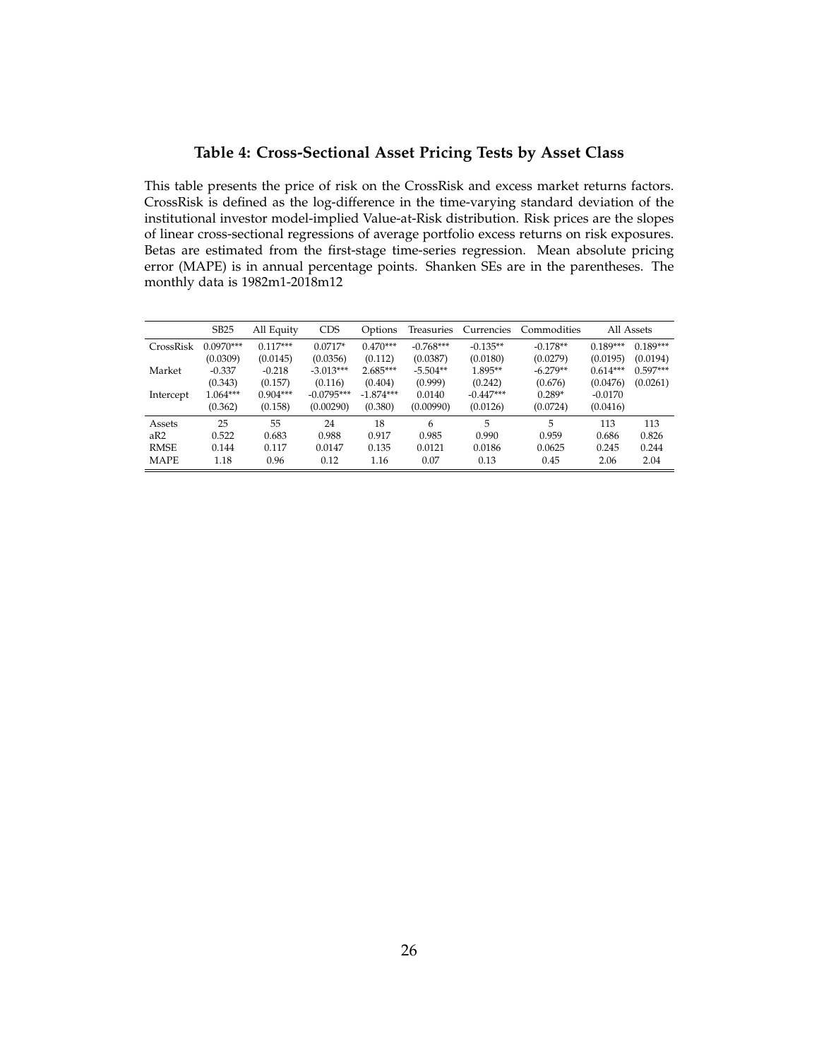### Table 4: Cross-Sectional Asset Pricing Tests by Asset Class

This table presents the price of risk on the CrossRisk and excess market returns factors. CrossRisk is defined as the log-difference in the time-varying standard deviation of the institutional investor model-implied Value-at-Risk distribution. Risk prices are the slopes of linear cross-sectional regressions of average portfolio excess returns on risk exposures. Betas are estimated from the first-stage time-series regression. Mean absolute pricing error (MAPE) is in annual percentage points. Shanken SEs are in the parentheses. The monthly data is 1982m1-2018m12

| | SB25 | All Equity | CDS | Options | Treasuries | Currencies | Commodities | All Assets | |
|---|---|---|---|---|---|---|---|---|---|
| CrossRisk | 0.0970*** | 0.117*** | 0.0717* | 0.470*** | -0.768*** | -0.135** | -0.178** | 0.189*** | 0.189*** |
| | (0.0309) | (0.0145) | (0.0356) | (0.112) | (0.0387) | (0.0180) | (0.0279) | (0.0195) | (0.0194) |
| Market | -0.337 | -0.218 | -3.013*** | 2.685*** | -5.504** | 1.895** | -6.279** | 0.614*** | 0.597*** |
| | (0.343) | (0.157) | (0.116) | (0.404) | (0.999) | (0.242) | (0.676) | (0.0476) | (0.0261) |
| Intercept | 1.064*** | 0.904*** | -0.0795*** | -1.874*** | 0.0140 | -0.447*** | 0.289* | -0.0170 | |
| | (0.362) | (0.158) | (0.00290) | (0.380) | (0.00990) | (0.0126) | (0.0724) | (0.0416) | |
| Assets | 25 | 55 | 24 | 18 | 6 | 5 | 5 | 113 | 113 |
| aR2 | 0.522 | 0.683 | 0.988 | 0.917 | 0.985 | 0.990 | 0.959 | 0.686 | 0.826 |
| RMSE | 0.144 | 0.117 | 0.0147 | 0.135 | 0.0121 | 0.0186 | 0.0625 | 0.245 | 0.244 |
| MAPE | 1.18 | 0.96 | 0.12 | 1.16 | 0.07 | 0.13 | 0.45 | 2.06 | 2.04 |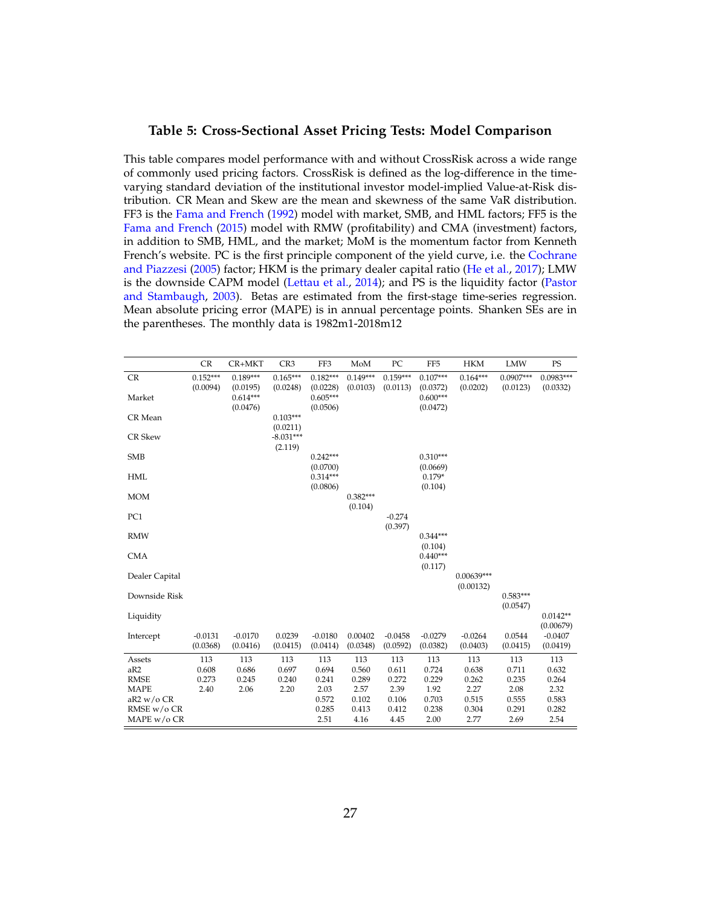### Table 5: Cross-Sectional Asset Pricing Tests: Model Comparison

This table compares model performance with and without CrossRisk across a wide range of commonly used pricing factors. CrossRisk is defined as the log-difference in the time-varying standard deviation of the institutional investor model-implied Value-at-Risk distribution. CR Mean and Skew are the mean and skewness of the same VaR distribution. FF3 is the Fama and French (1992) model with market, SMB, and HML factors; FF5 is the Fama and French (2015) model with RMW (profitability) and CMA (investment) factors, in addition to SMB, HML, and the market; MoM is the momentum factor from Kenneth French's website. PC is the first principle component of the yield curve, i.e. the Cochrane and Piazzesi (2005) factor; HKM is the primary dealer capital ratio (He et al., 2017); LMW is the downside CAPM model (Lettau et al., 2014); and PS is the liquidity factor (Pastor and Stambaugh, 2003). Betas are estimated from the first-stage time-series regression. Mean absolute pricing error (MAPE) is in annual percentage points. Shanken SEs are in the parentheses. The monthly data is 1982m1-2018m12

| | CR | CR+MKT | CR3 | FF3 | MoM | PC | FF5 | HKM | LMW | PS |
|---|---|---|---|---|---|---|---|---|---|---|
| CR | 0.152*** | 0.189*** | 0.165*** | 0.182*** | 0.149*** | 0.159*** | 0.107*** | 0.164*** | 0.0907*** | 0.0983*** |
| | (0.0094) | (0.0195) | (0.0248) | (0.0228) | (0.0103) | (0.0113) | (0.0372) | (0.0202) | (0.0123) | (0.0332) |
| Market | | 0.614*** | | 0.605*** | | | 0.600*** | | | |
| | | (0.0476) | | (0.0506) | | | (0.0472) | | | |
| CR Mean | | | 0.103*** | | | | | | | |
| | | | (0.0211) | | | | | | | |
| CR Skew | | | -8.031*** | | | | | | | |
| | | | (2.119) | | | | | | | |
| SMB | | | | 0.242*** | | | 0.310*** | | | |
| | | | | (0.0700) | | | (0.0669) | | | |
| HML | | | | 0.314*** | | | 0.179* | | | |
| | | | | (0.0806) | | | (0.104) | | | |
| MOM | | | | | 0.382*** | | | | | |
| | | | | | (0.104) | | | | | |
| PC1 | | | | | | -0.274 | | | | |
| | | | | | | (0.397) | | | | |
| RMW | | | | | | | 0.344*** | | | |
| | | | | | | | (0.104) | | | |
| CMA | | | | | | | 0.440*** | | | |
| | | | | | | | (0.117) | | | |
| Dealer Capital | | | | | | | | 0.00639*** | | |
| | | | | | | | | (0.00132) | | |
| Downside Risk | | | | | | | | | 0.583*** | |
| | | | | | | | | | (0.0547) | |
| Liquidity | | | | | | | | | | 0.0142** |
| | | | | | | | | | | (0.00679) |
| Intercept | -0.0131 | -0.0170 | 0.0239 | -0.0180 | 0.00402 | -0.0458 | -0.0279 | -0.0264 | 0.0544 | -0.0407 |
| | (0.0368) | (0.0416) | (0.0415) | (0.0414) | (0.0348) | (0.0592) | (0.0382) | (0.0403) | (0.0415) | (0.0419) |
| Assets | 113 | 113 | 113 | 113 | 113 | 113 | 113 | 113 | 113 | 113 |
| aR2 | 0.608 | 0.686 | 0.697 | 0.694 | 0.560 | 0.611 | 0.724 | 0.638 | 0.711 | 0.632 |
| RMSE | 0.273 | 0.245 | 0.240 | 0.241 | 0.289 | 0.272 | 0.229 | 0.262 | 0.235 | 0.264 |
| MAPE | 2.40 | 2.06 | 2.20 | 2.03 | 2.57 | 2.39 | 1.92 | 2.27 | 2.08 | 2.32 |
| aR2 w/o CR | | | | 0.572 | 0.102 | 0.106 | 0.703 | 0.515 | 0.555 | 0.583 |
| RMSE w/o CR | | | | 0.285 | 0.413 | 0.412 | 0.238 | 0.304 | 0.291 | 0.282 |
| MAPE w/o CR | | | | 2.51 | 4.16 | 4.45 | 2.00 | 2.77 | 2.69 | 2.54 |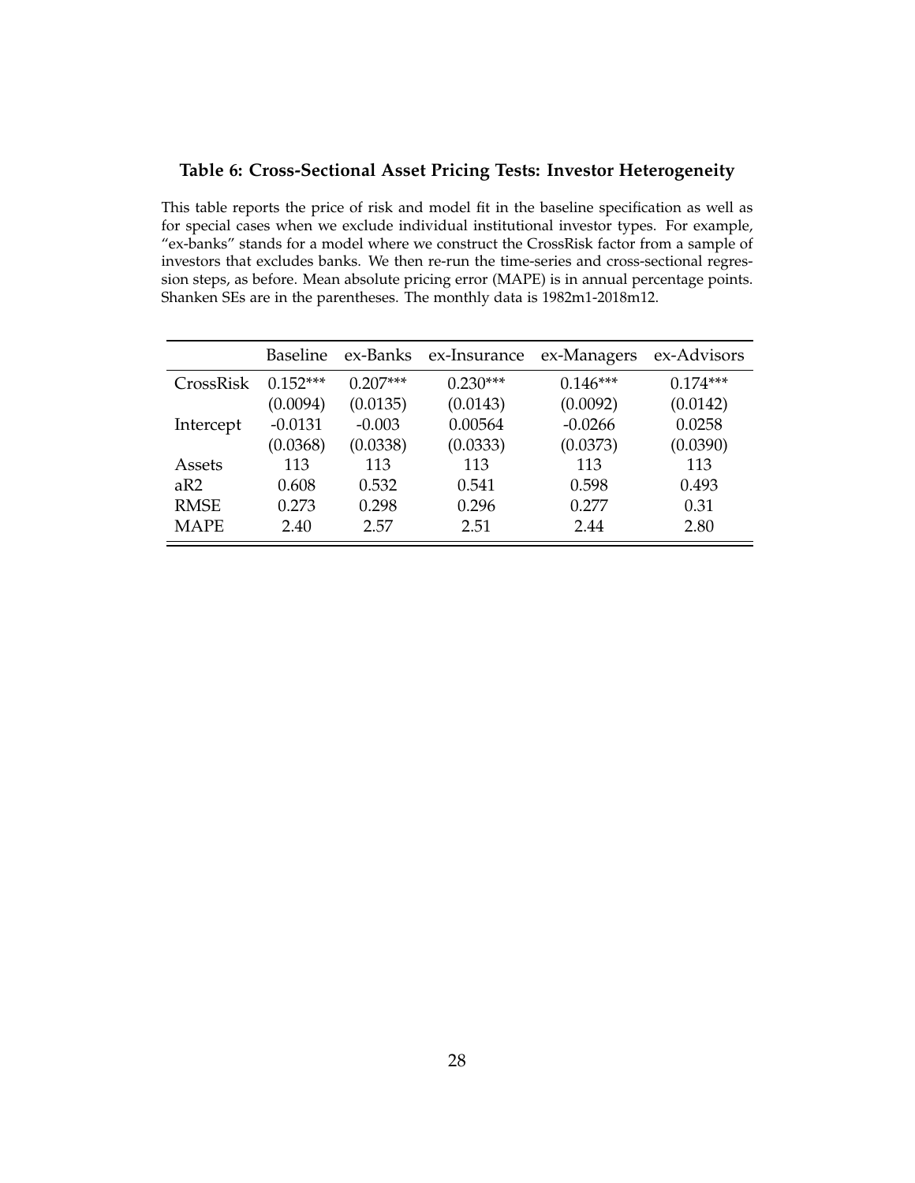### Table 6: Cross-Sectional Asset Pricing Tests: Investor Heterogeneity

This table reports the price of risk and model fit in the baseline specification as well as for special cases when we exclude individual institutional investor types. For example, "ex-banks" stands for a model where we construct the CrossRisk factor from a sample of investors that excludes banks. We then re-run the time-series and cross-sectional regression steps, as before. Mean absolute pricing error (MAPE) is in annual percentage points. Shanken SEs are in the parentheses. The monthly data is 1982m1-2018m12.

| | Baseline | ex-Banks | ex-Insurance | ex-Managers | ex-Advisors |
|---|---|---|---|---|---|
| CrossRisk | 0.152*** | 0.207*** | 0.230*** | 0.146*** | 0.174*** |
| | (0.0094) | (0.0135) | (0.0143) | (0.0092) | (0.0142) |
| Intercept | -0.0131 | -0.003 | 0.00564 | -0.0266 | 0.0258 |
| | (0.0368) | (0.0338) | (0.0333) | (0.0373) | (0.0390) |
| Assets | 113 | 113 | 113 | 113 | 113 |
| aR2 | 0.608 | 0.532 | 0.541 | 0.598 | 0.493 |
| RMSE | 0.273 | 0.298 | 0.296 | 0.277 | 0.31 |
| MAPE | 2.40 | 2.57 | 2.51 | 2.44 | 2.80 |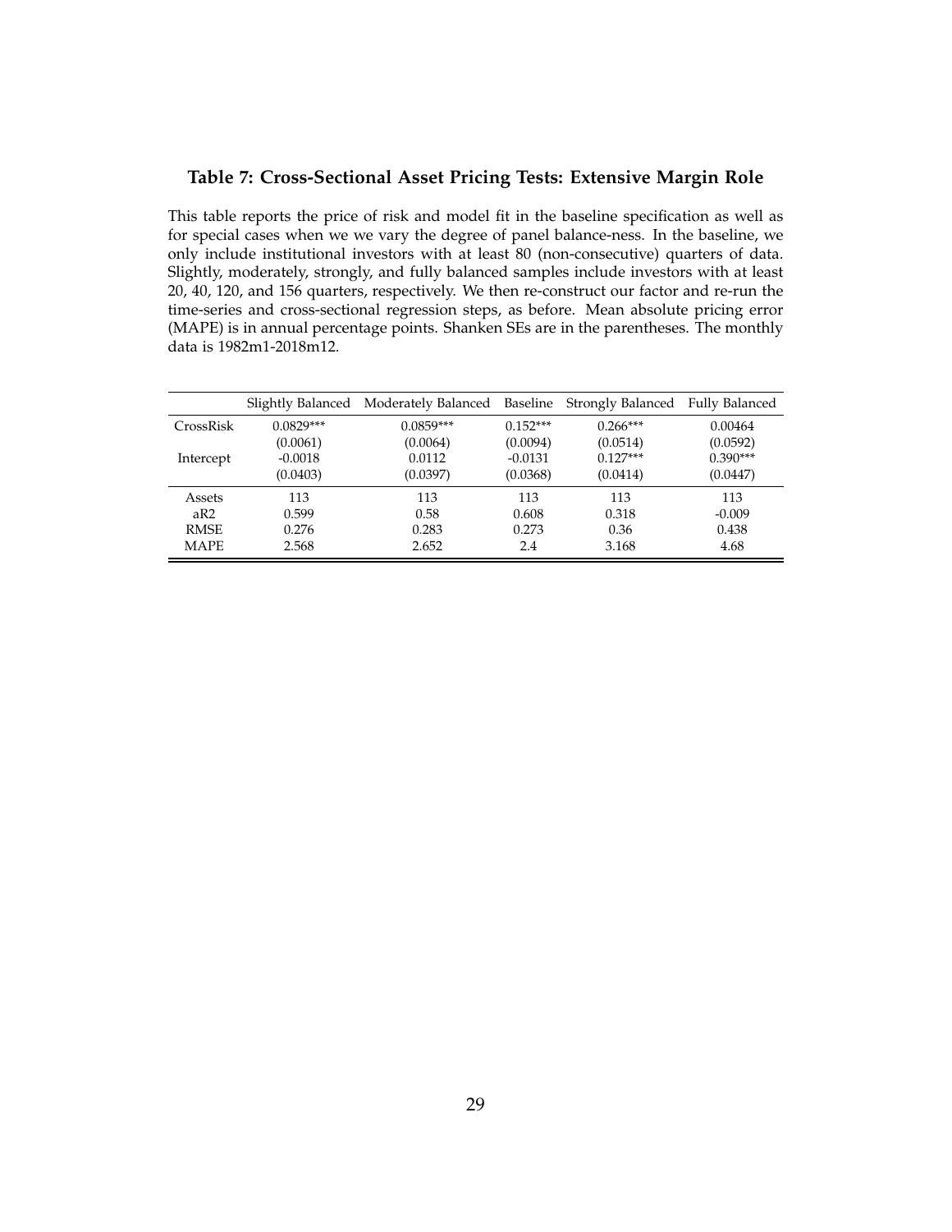### Table 7: Cross-Sectional Asset Pricing Tests: Extensive Margin Role

This table reports the price of risk and model fit in the baseline specification as well as for special cases when we we vary the degree of panel balance-ness. In the baseline, we only include institutional investors with at least 80 (non-consecutive) quarters of data. Slightly, moderately, strongly, and fully balanced samples include investors with at least 20, 40, 120, and 156 quarters, respectively. We then re-construct our factor and re-run the time-series and cross-sectional regression steps, as before. Mean absolute pricing error (MAPE) is in annual percentage points. Shanken SEs are in the parentheses. The monthly data is 1982m1-2018m12.

| | Slightly Balanced | Moderately Balanced | Baseline | Strongly Balanced | Fully Balanced |
|---|---|---|---|---|---|
| CrossRisk | 0.0829*** | 0.0859*** | 0.152*** | 0.266*** | 0.00464 |
| | (0.0061) | (0.0064) | (0.0094) | (0.0514) | (0.0592) |
| Intercept | -0.0018 | 0.0112 | -0.0131 | 0.127*** | 0.390*** |
| | (0.0403) | (0.0397) | (0.0368) | (0.0414) | (0.0447) |
| Assets | 113 | 113 | 113 | 113 | 113 |
| aR2 | 0.599 | 0.58 | 0.608 | 0.318 | -0.009 |
| RMSE | 0.276 | 0.283 | 0.273 | 0.36 | 0.438 |
| MAPE | 2.568 | 2.652 | 2.4 | 3.168 | 4.68 |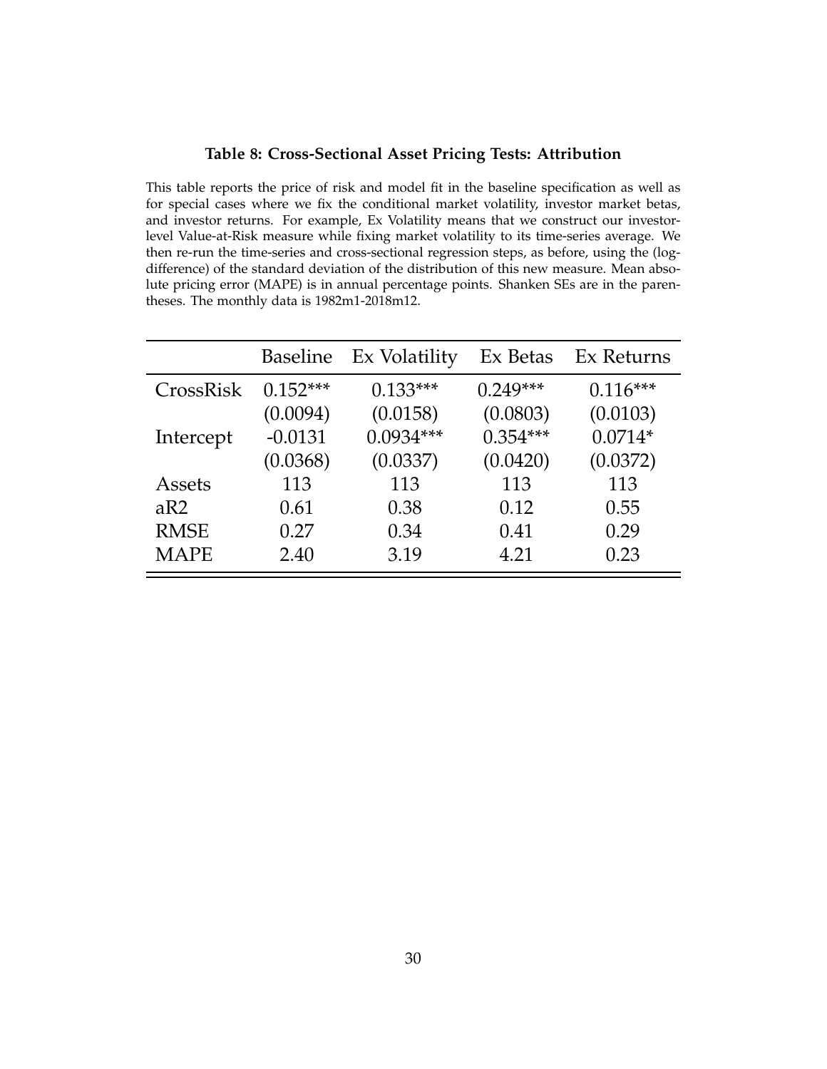**Table 8: Cross-Sectional Asset Pricing Tests: Attribution**

This table reports the price of risk and model fit in the baseline specification as well as for special cases where we fix the conditional market volatility, investor market betas, and investor returns. For example, Ex Volatility means that we construct our investor-level Value-at-Risk measure while fixing market volatility to its time-series average. We then re-run the time-series and cross-sectional regression steps, as before, using the (log-difference) of the standard deviation of the distribution of this new measure. Mean absolute pricing error (MAPE) is in annual percentage points. Shanken SEs are in the parentheses. The monthly data is 1982m1-2018m12.

| | Baseline | Ex Volatility | Ex Betas | Ex Returns |
|---|---|---|---|---|
| CrossRisk | 0.152*** | 0.133*** | 0.249*** | 0.116*** |
| | (0.0094) | (0.0158) | (0.0803) | (0.0103) |
| Intercept | -0.0131 | 0.0934*** | 0.354*** | 0.0714* |
| | (0.0368) | (0.0337) | (0.0420) | (0.0372) |
| Assets | 113 | 113 | 113 | 113 |
| aR2 | 0.61 | 0.38 | 0.12 | 0.55 |
| RMSE | 0.27 | 0.34 | 0.41 | 0.29 |
| MAPE | 2.40 | 3.19 | 4.21 | 0.23 |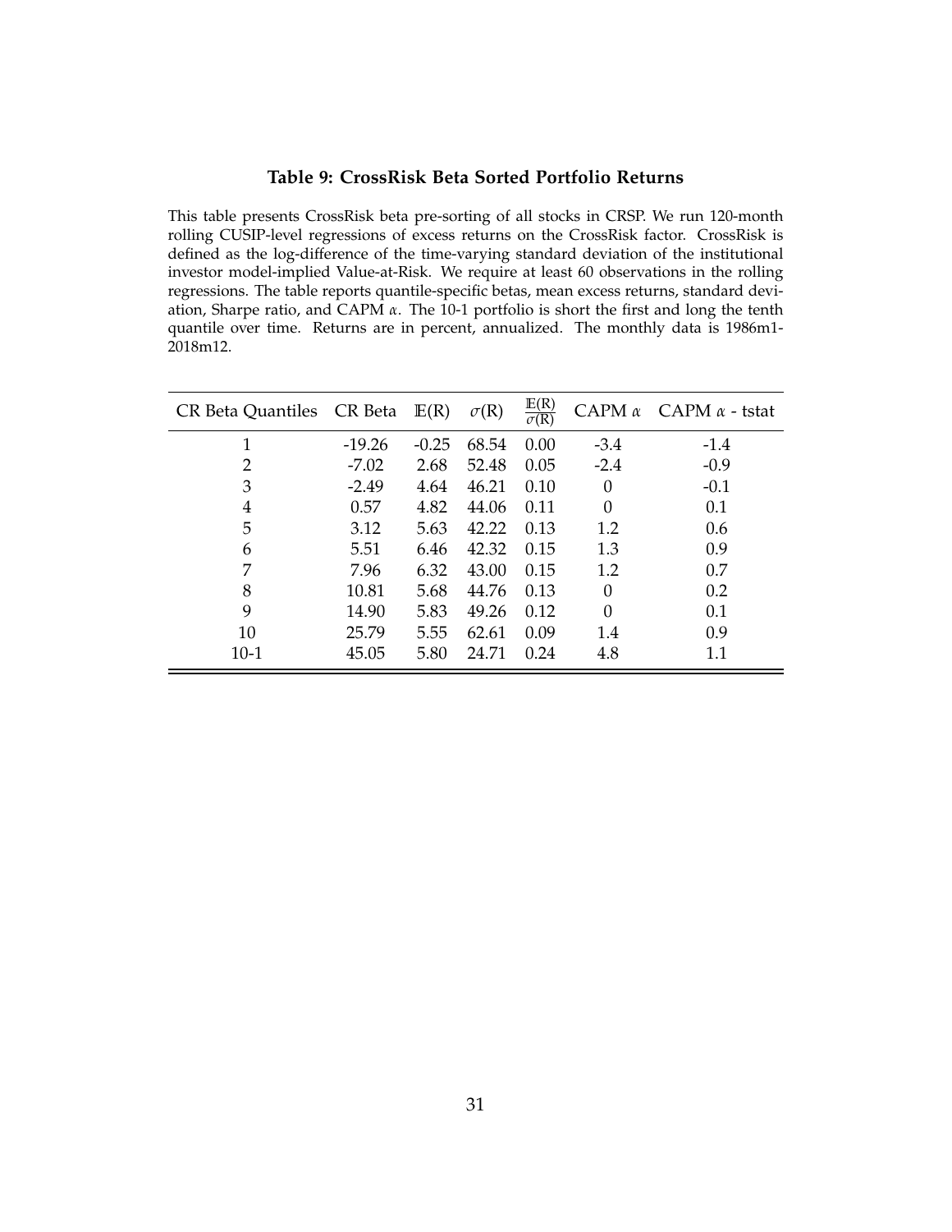### Table 9: CrossRisk Beta Sorted Portfolio Returns

This table presents CrossRisk beta pre-sorting of all stocks in CRSP. We run 120-month rolling CUSIP-level regressions of excess returns on the CrossRisk factor. CrossRisk is defined as the log-difference of the time-varying standard deviation of the institutional investor model-implied Value-at-Risk. We require at least 60 observations in the rolling regressions. The table reports quantile-specific betas, mean excess returns, standard deviation, Sharpe ratio, and CAPM $\alpha$. The 10-1 portfolio is short the first and long the tenth quantile over time. Returns are in percent, annualized. The monthly data is 1986m1-2018m12.

| CR Beta Quantiles | CR Beta | $\mathbb{E}$(R) | $\sigma$(R) | $\frac{\mathbb{E}(R)}{\sigma(R)}$ | CAPM $\alpha$ | CAPM $\alpha$ - tstat |
|---|---|---|---|---|---|---|
| 1 | -19.26 | -0.25 | 68.54 | 0.00 | -3.4 | -1.4 |
| 2 | -7.02 | 2.68 | 52.48 | 0.05 | -2.4 | -0.9 |
| 3 | -2.49 | 4.64 | 46.21 | 0.10 | 0 | -0.1 |
| 4 | 0.57 | 4.82 | 44.06 | 0.11 | 0 | 0.1 |
| 5 | 3.12 | 5.63 | 42.22 | 0.13 | 1.2 | 0.6 |
| 6 | 5.51 | 6.46 | 42.32 | 0.15 | 1.3 | 0.9 |
| 7 | 7.96 | 6.32 | 43.00 | 0.15 | 1.2 | 0.7 |
| 8 | 10.81 | 5.68 | 44.76 | 0.13 | 0 | 0.2 |
| 9 | 14.90 | 5.83 | 49.26 | 0.12 | 0 | 0.1 |
| 10 | 25.79 | 5.55 | 62.61 | 0.09 | 1.4 | 0.9 |
| 10-1 | 45.05 | 5.80 | 24.71 | 0.24 | 4.8 | 1.1 |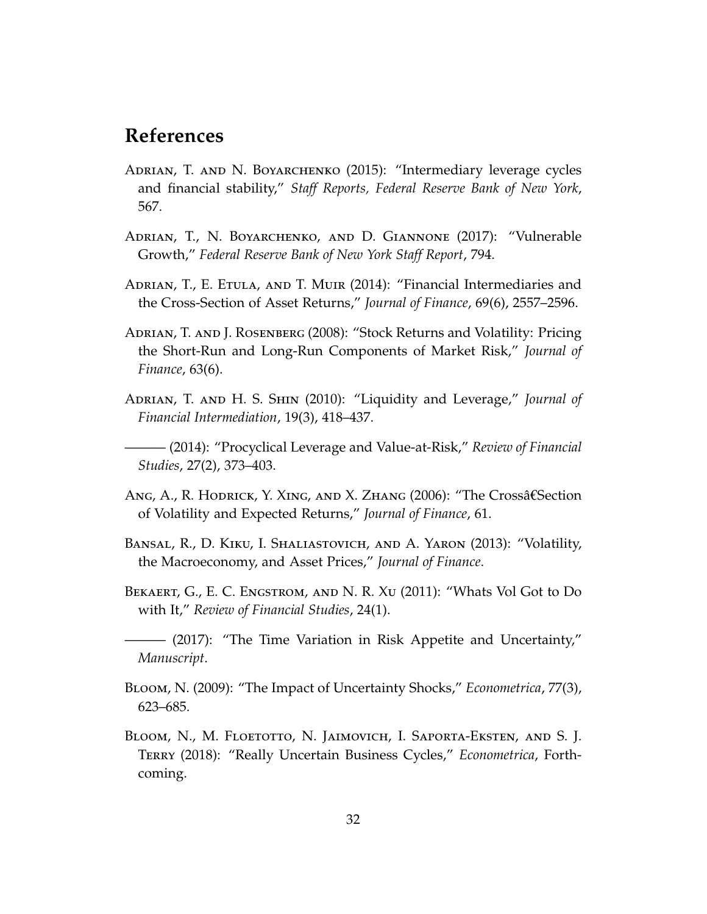# References

Adrian, T. and N. Boyarchenko (2015): "Intermediary leverage cycles and financial stability," *Staff Reports, Federal Reserve Bank of New York*, 567.

Adrian, T., N. Boyarchenko, and D. Giannone (2017): "Vulnerable Growth," *Federal Reserve Bank of New York Staff Report*, 794.

Adrian, T., E. Etula, and T. Muir (2014): "Financial Intermediaries and the Cross-Section of Asset Returns," *Journal of Finance*, 69(6), 2557–2596.

Adrian, T. and J. Rosenberg (2008): "Stock Returns and Volatility: Pricing the Short-Run and Long-Run Components of Market Risk," *Journal of Finance*, 63(6).

Adrian, T. and H. S. Shin (2010): "Liquidity and Leverage," *Journal of Financial Intermediation*, 19(3), 418–437.

——— (2014): "Procyclical Leverage and Value-at-Risk," *Review of Financial Studies*, 27(2), 373–403.

Ang, A., R. Hodrick, Y. Xing, and X. Zhang (2006): "The Crossâ€Section of Volatility and Expected Returns," *Journal of Finance*, 61.

Bansal, R., D. Kiku, I. Shaliastovich, and A. Yaron (2013): "Volatility, the Macroeconomy, and Asset Prices," *Journal of Finance*.

Bekaert, G., E. C. Engstrom, and N. R. Xu (2011): "Whats Vol Got to Do with It," *Review of Financial Studies*, 24(1).

——— (2017): "The Time Variation in Risk Appetite and Uncertainty," *Manuscript*.

Bloom, N. (2009): "The Impact of Uncertainty Shocks," *Econometrica*, 77(3), 623–685.

Bloom, N., M. Floetotto, N. Jaimovich, I. Saporta-Eksten, and S. J. Terry (2018): "Really Uncertain Business Cycles," *Econometrica*, Forthcoming.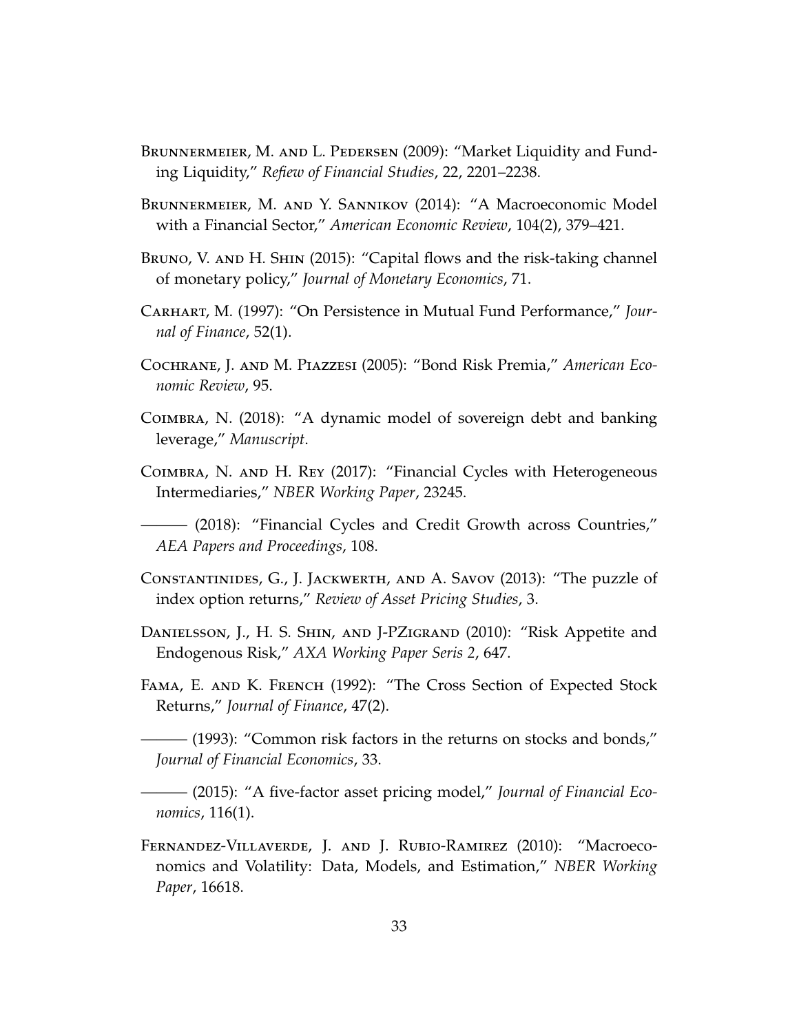Brunnermeier, M. and L. Pedersen (2009): "Market Liquidity and Funding Liquidity," *Refiew of Financial Studies*, 22, 2201–2238.

Brunnermeier, M. and Y. Sannikov (2014): "A Macroeconomic Model with a Financial Sector," *American Economic Review*, 104(2), 379–421.

Bruno, V. and H. Shin (2015): "Capital flows and the risk-taking channel of monetary policy," *Journal of Monetary Economics*, 71.

Carhart, M. (1997): "On Persistence in Mutual Fund Performance," *Journal of Finance*, 52(1).

Cochrane, J. and M. Piazzesi (2005): "Bond Risk Premia," *American Economic Review*, 95.

Coimbra, N. (2018): "A dynamic model of sovereign debt and banking leverage," *Manuscript*.

Coimbra, N. and H. Rey (2017): "Financial Cycles with Heterogeneous Intermediaries," *NBER Working Paper*, 23245.

——— (2018): "Financial Cycles and Credit Growth across Countries," *AEA Papers and Proceedings*, 108.

Constantinides, G., J. Jackwerth, and A. Savov (2013): "The puzzle of index option returns," *Review of Asset Pricing Studies*, 3.

Danielsson, J., H. S. Shin, and J-PZigrand (2010): "Risk Appetite and Endogenous Risk," *AXA Working Paper Seris 2*, 647.

Fama, E. and K. French (1992): "The Cross Section of Expected Stock Returns," *Journal of Finance*, 47(2).

——— (1993): "Common risk factors in the returns on stocks and bonds," *Journal of Financial Economics*, 33.

——— (2015): "A five-factor asset pricing model," *Journal of Financial Economics*, 116(1).

Fernandez-Villaverde, J. and J. Rubio-Ramirez (2010): "Macroeconomics and Volatility: Data, Models, and Estimation," *NBER Working Paper*, 16618.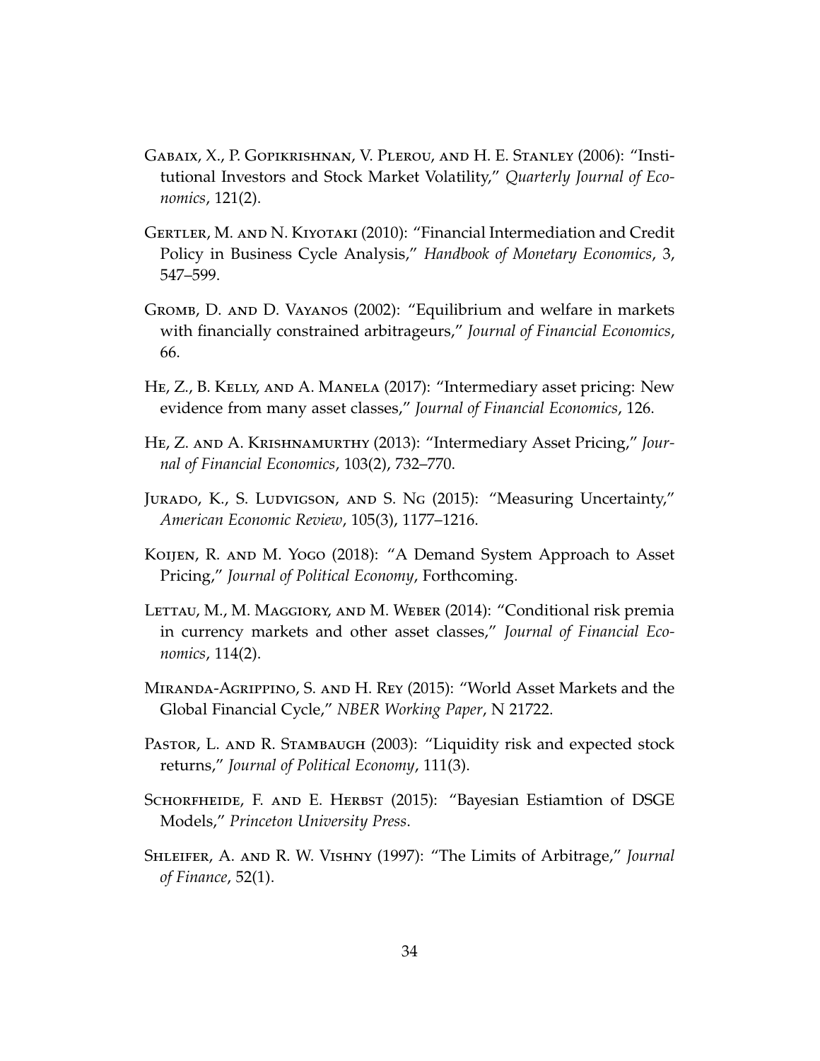Gabaix, X., P. Gopikrishnan, V. Plerou, and H. E. Stanley (2006): "Institutional Investors and Stock Market Volatility," *Quarterly Journal of Economics*, 121(2).

Gertler, M. and N. Kiyotaki (2010): "Financial Intermediation and Credit Policy in Business Cycle Analysis," *Handbook of Monetary Economics*, 3, 547–599.

Gromb, D. and D. Vayanos (2002): "Equilibrium and welfare in markets with financially constrained arbitrageurs," *Journal of Financial Economics*, 66.

He, Z., B. Kelly, and A. Manela (2017): "Intermediary asset pricing: New evidence from many asset classes," *Journal of Financial Economics*, 126.

He, Z. and A. Krishnamurthy (2013): "Intermediary Asset Pricing," *Journal of Financial Economics*, 103(2), 732–770.

Jurado, K., S. Ludvigson, and S. Ng (2015): "Measuring Uncertainty," *American Economic Review*, 105(3), 1177–1216.

Koijen, R. and M. Yogo (2018): "A Demand System Approach to Asset Pricing," *Journal of Political Economy*, Forthcoming.

Lettau, M., M. Maggiory, and M. Weber (2014): "Conditional risk premia in currency markets and other asset classes," *Journal of Financial Economics*, 114(2).

Miranda-Agrippino, S. and H. Rey (2015): "World Asset Markets and the Global Financial Cycle," *NBER Working Paper*, N 21722.

Pastor, L. and R. Stambaugh (2003): "Liquidity risk and expected stock returns," *Journal of Political Economy*, 111(3).

Schorfheide, F. and E. Herbst (2015): "Bayesian Estiamtion of DSGE Models," *Princeton University Press*.

Shleifer, A. and R. W. Vishny (1997): "The Limits of Arbitrage," *Journal of Finance*, 52(1).